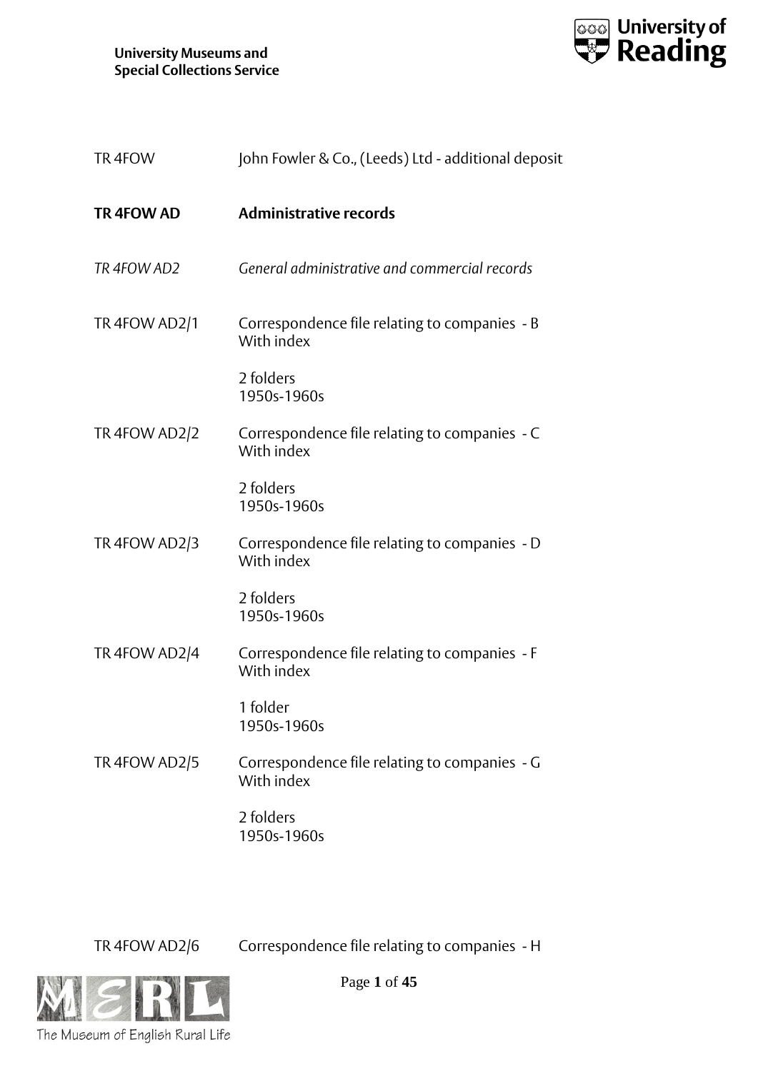TR 4FOW John Fowler & Co., (Leeds) Ltd - additional deposit

**TR 4FOW AD Administrative records**

*TR 4FOW AD2 General administrative and commercial records*

TR 4FOW AD2/1 Correspondence file relating to companies - B
With index

2 folders
1950s-1960s

TR 4FOW AD2/2 Correspondence file relating to companies - C
With index

2 folders
1950s-1960s

TR 4FOW AD2/3 Correspondence file relating to companies - D
With index

2 folders
1950s-1960s

TR 4FOW AD2/4 Correspondence file relating to companies - F
With index

1 folder
1950s-1960s

TR 4FOW AD2/5 Correspondence file relating to companies - G
With index

2 folders
1950s-1960s

TR 4FOW AD2/6 Correspondence file relating to companies - H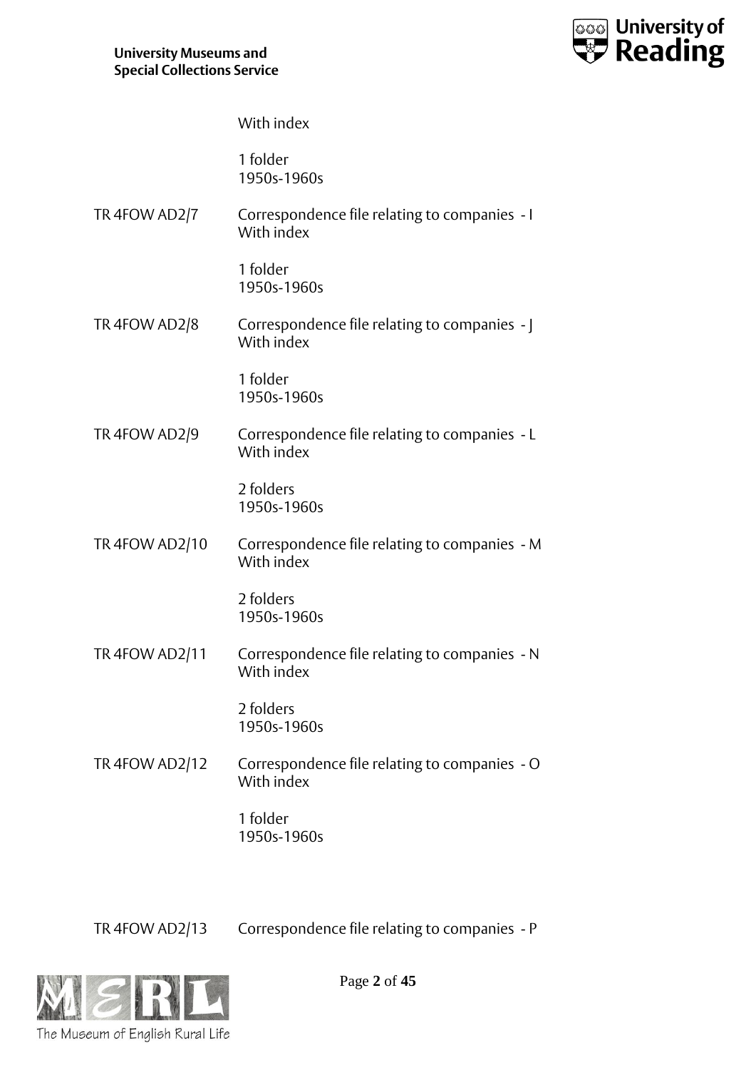With index

1 folder
1950s-1960s

TR 4FOW AD2/7 Correspondence file relating to companies - I
With index

1 folder
1950s-1960s

TR 4FOW AD2/8 Correspondence file relating to companies - J
With index

1 folder
1950s-1960s

TR 4FOW AD2/9 Correspondence file relating to companies - L
With index

2 folders
1950s-1960s

TR 4FOW AD2/10 Correspondence file relating to companies - M
With index

2 folders
1950s-1960s

TR 4FOW AD2/11 Correspondence file relating to companies - N
With index

2 folders
1950s-1960s

TR 4FOW AD2/12 Correspondence file relating to companies - O
With index

1 folder
1950s-1960s

TR 4FOW AD2/13 Correspondence file relating to companies - P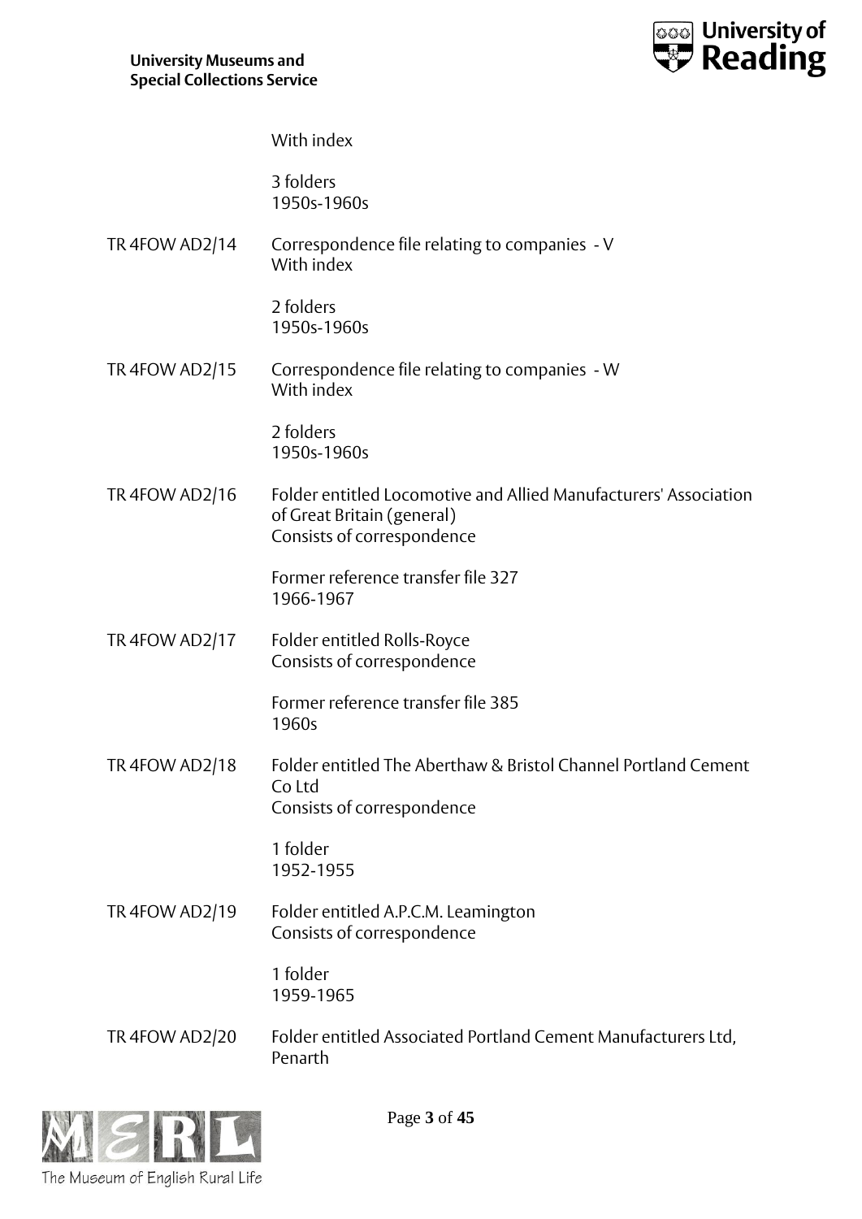With index

3 folders
1950s-1960s

TR 4FOW AD2/14 Correspondence file relating to companies - V
With index

2 folders
1950s-1960s

TR 4FOW AD2/15 Correspondence file relating to companies - W
With index

2 folders
1950s-1960s

TR 4FOW AD2/16 Folder entitled Locomotive and Allied Manufacturers' Association of Great Britain (general)
Consists of correspondence

Former reference transfer file 327
1966-1967

TR 4FOW AD2/17 Folder entitled Rolls-Royce
Consists of correspondence

Former reference transfer file 385
1960s

TR 4FOW AD2/18 Folder entitled The Aberthaw & Bristol Channel Portland Cement Co Ltd
Consists of correspondence

1 folder
1952-1955

TR 4FOW AD2/19 Folder entitled A.P.C.M. Leamington
Consists of correspondence

1 folder
1959-1965

TR 4FOW AD2/20 Folder entitled Associated Portland Cement Manufacturers Ltd, Penarth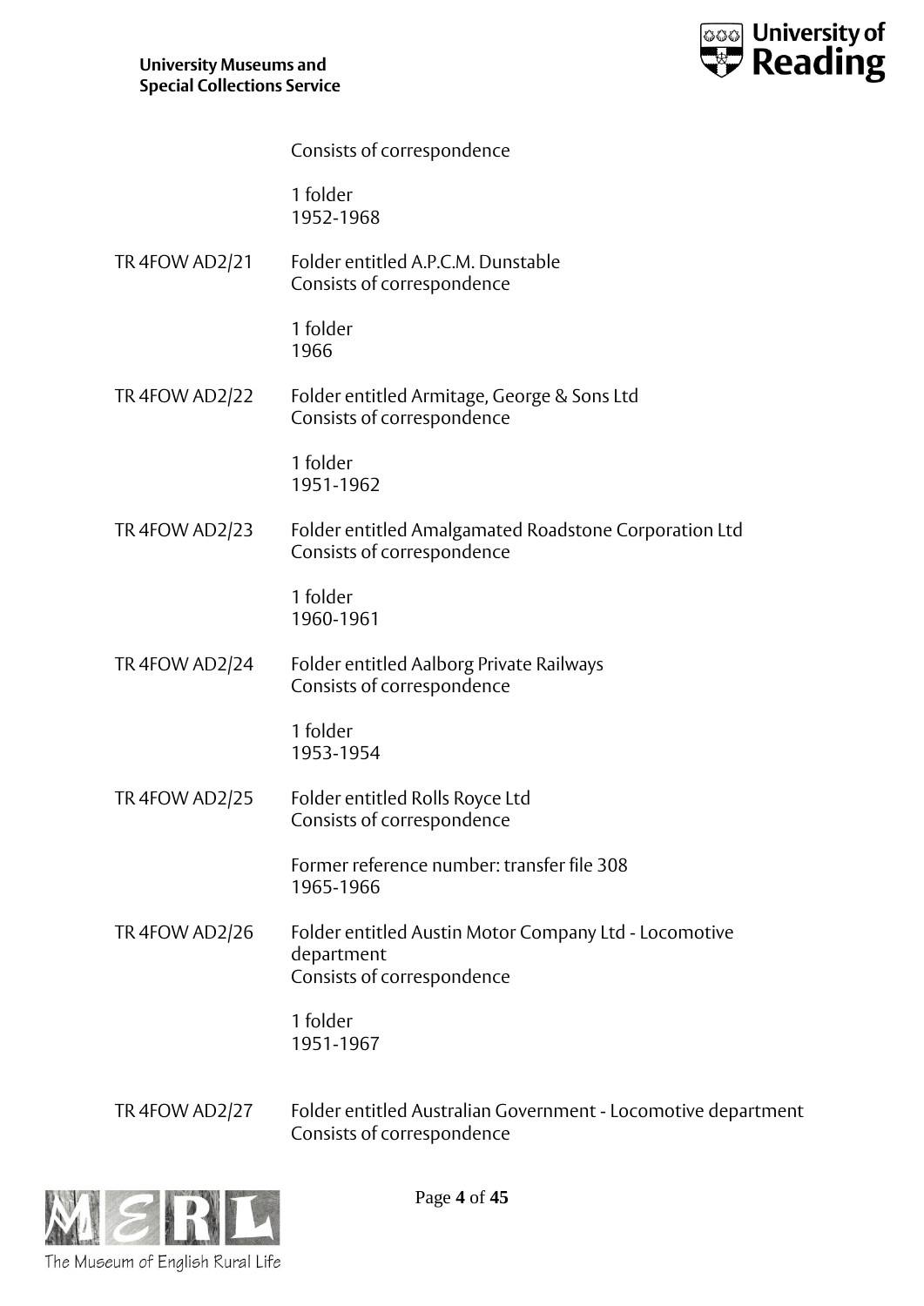Consists of correspondence

1 folder
1952-1968

TR 4FOW AD2/21 Folder entitled A.P.C.M. Dunstable
Consists of correspondence

1 folder
1966

TR 4FOW AD2/22 Folder entitled Armitage, George & Sons Ltd
Consists of correspondence

1 folder
1951-1962

TR 4FOW AD2/23 Folder entitled Amalgamated Roadstone Corporation Ltd
Consists of correspondence

1 folder
1960-1961

TR 4FOW AD2/24 Folder entitled Aalborg Private Railways
Consists of correspondence

1 folder
1953-1954

TR 4FOW AD2/25 Folder entitled Rolls Royce Ltd
Consists of correspondence

Former reference number: transfer file 308
1965-1966

TR 4FOW AD2/26 Folder entitled Austin Motor Company Ltd - Locomotive department
Consists of correspondence

1 folder
1951-1967

TR 4FOW AD2/27 Folder entitled Australian Government - Locomotive department
Consists of correspondence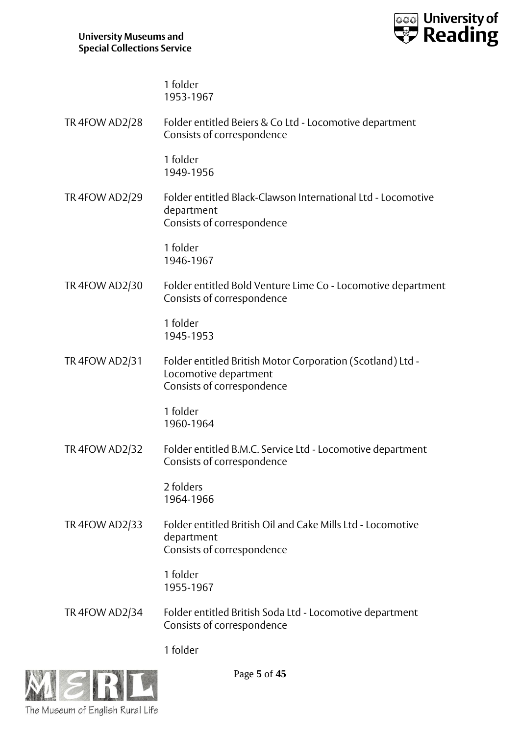1 folder
1953-1967

TR 4FOW AD2/28 Folder entitled Beiers & Co Ltd - Locomotive department
Consists of correspondence

1 folder
1949-1956

TR 4FOW AD2/29 Folder entitled Black-Clawson International Ltd - Locomotive department
Consists of correspondence

1 folder
1946-1967

TR 4FOW AD2/30 Folder entitled Bold Venture Lime Co - Locomotive department
Consists of correspondence

1 folder
1945-1953

TR 4FOW AD2/31 Folder entitled British Motor Corporation (Scotland) Ltd - Locomotive department
Consists of correspondence

1 folder
1960-1964

TR 4FOW AD2/32 Folder entitled B.M.C. Service Ltd - Locomotive department
Consists of correspondence

2 folders
1964-1966

TR 4FOW AD2/33 Folder entitled British Oil and Cake Mills Ltd - Locomotive department
Consists of correspondence

1 folder
1955-1967

TR 4FOW AD2/34 Folder entitled British Soda Ltd - Locomotive department
Consists of correspondence

1 folder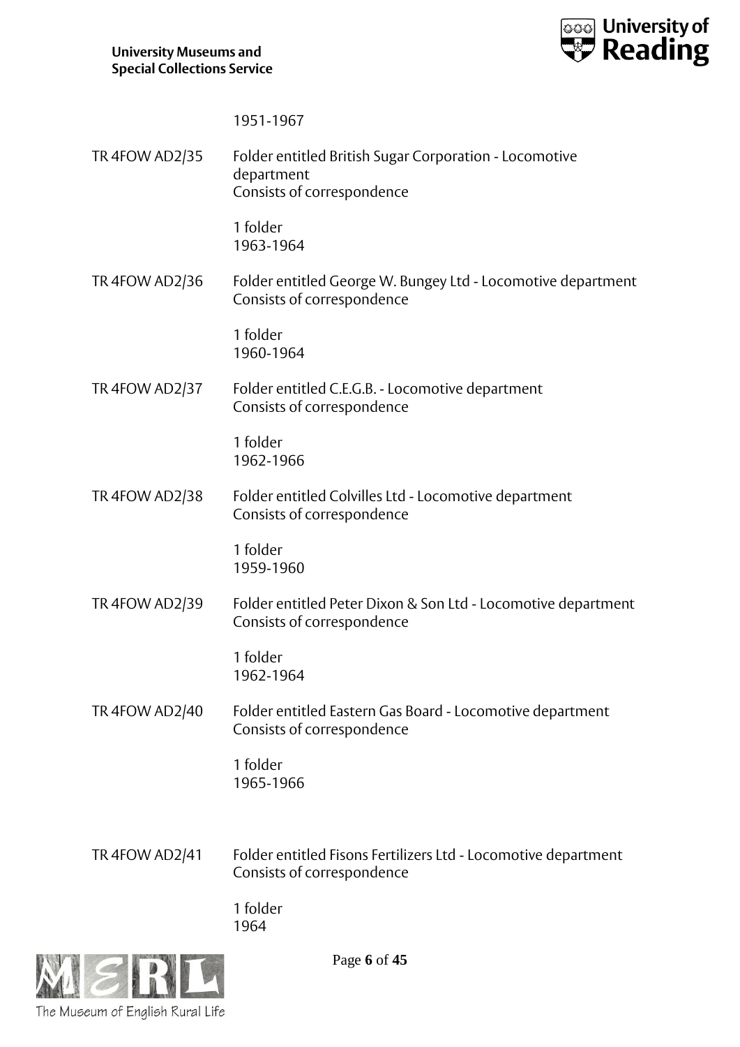1951-1967

| | |
|---|---|
| TR 4FOW AD2/35 | Folder entitled British Sugar Corporation - Locomotive department<br>Consists of correspondence<br><br>1 folder<br>1963-1964 |
| TR 4FOW AD2/36 | Folder entitled George W. Bungey Ltd - Locomotive department<br>Consists of correspondence<br><br>1 folder<br>1960-1964 |
| TR 4FOW AD2/37 | Folder entitled C.E.G.B. - Locomotive department<br>Consists of correspondence<br><br>1 folder<br>1962-1966 |
| TR 4FOW AD2/38 | Folder entitled Colvilles Ltd - Locomotive department<br>Consists of correspondence<br><br>1 folder<br>1959-1960 |
| TR 4FOW AD2/39 | Folder entitled Peter Dixon & Son Ltd - Locomotive department<br>Consists of correspondence<br><br>1 folder<br>1962-1964 |
| TR 4FOW AD2/40 | Folder entitled Eastern Gas Board - Locomotive department<br>Consists of correspondence<br><br>1 folder<br>1965-1966 |
| TR 4FOW AD2/41 | Folder entitled Fisons Fertilizers Ltd - Locomotive department<br>Consists of correspondence<br><br>1 folder<br>1964 |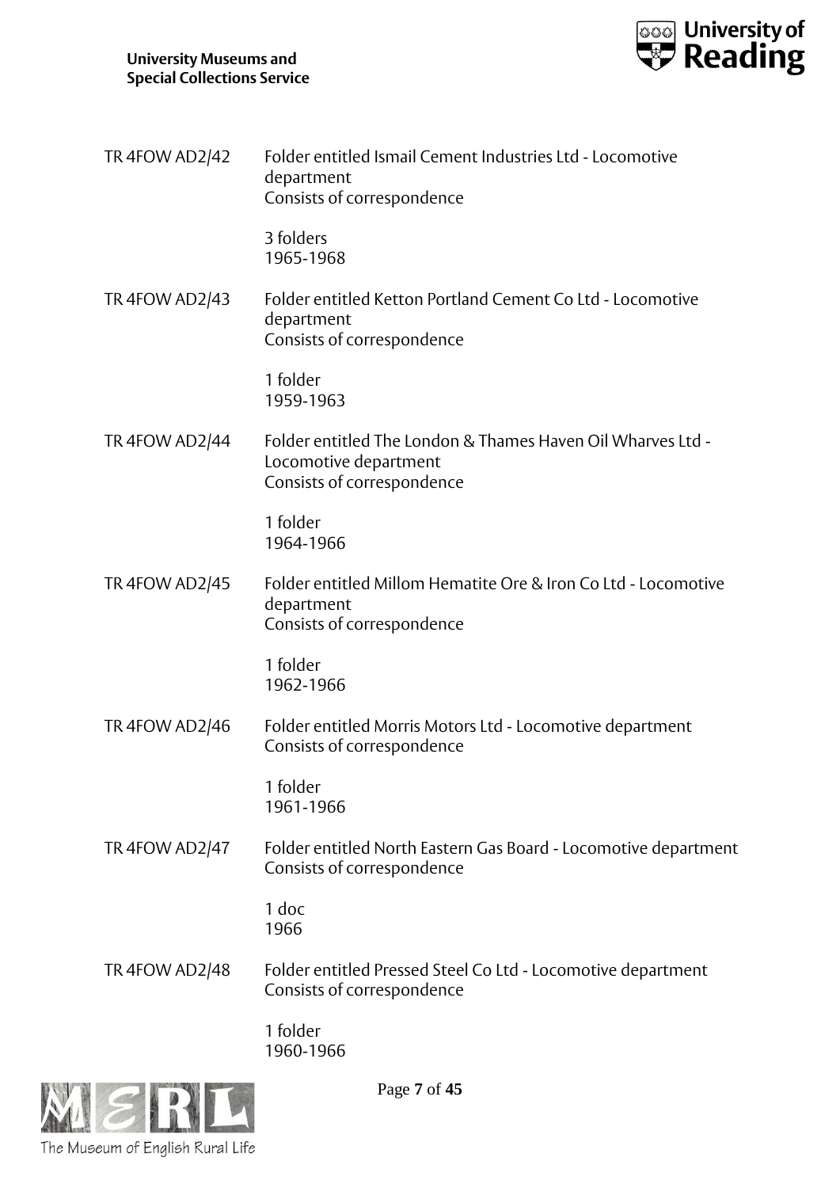| | |
|---|---|
| TR 4FOW AD2/42 | Folder entitled Ismail Cement Industries Ltd - Locomotive department<br>Consists of correspondence<br><br>3 folders<br>1965-1968 |
| TR 4FOW AD2/43 | Folder entitled Ketton Portland Cement Co Ltd - Locomotive department<br>Consists of correspondence<br><br>1 folder<br>1959-1963 |
| TR 4FOW AD2/44 | Folder entitled The London & Thames Haven Oil Wharves Ltd - Locomotive department<br>Consists of correspondence<br><br>1 folder<br>1964-1966 |
| TR 4FOW AD2/45 | Folder entitled Millom Hematite Ore & Iron Co Ltd - Locomotive department<br>Consists of correspondence<br><br>1 folder<br>1962-1966 |
| TR 4FOW AD2/46 | Folder entitled Morris Motors Ltd - Locomotive department<br>Consists of correspondence<br><br>1 folder<br>1961-1966 |
| TR 4FOW AD2/47 | Folder entitled North Eastern Gas Board - Locomotive department<br>Consists of correspondence<br><br>1 doc<br>1966 |
| TR 4FOW AD2/48 | Folder entitled Pressed Steel Co Ltd - Locomotive department<br>Consists of correspondence<br><br>1 folder<br>1960-1966 |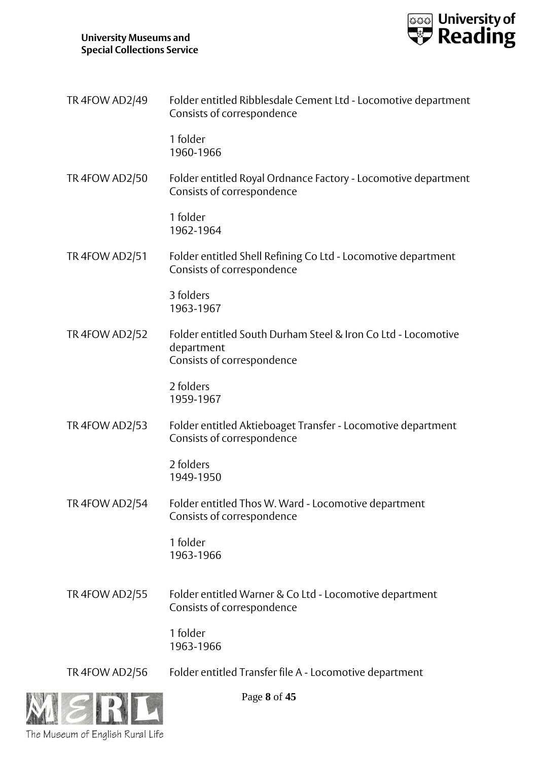TR 4FOW AD2/49 Folder entitled Ribblesdale Cement Ltd - Locomotive department
Consists of correspondence

1 folder
1960-1966

TR 4FOW AD2/50 Folder entitled Royal Ordnance Factory - Locomotive department
Consists of correspondence

1 folder
1962-1964

TR 4FOW AD2/51 Folder entitled Shell Refining Co Ltd - Locomotive department
Consists of correspondence

3 folders
1963-1967

TR 4FOW AD2/52 Folder entitled South Durham Steel & Iron Co Ltd - Locomotive department
Consists of correspondence

2 folders
1959-1967

TR 4FOW AD2/53 Folder entitled Aktieboaget Transfer - Locomotive department
Consists of correspondence

2 folders
1949-1950

TR 4FOW AD2/54 Folder entitled Thos W. Ward - Locomotive department
Consists of correspondence

1 folder
1963-1966

TR 4FOW AD2/55 Folder entitled Warner & Co Ltd - Locomotive department
Consists of correspondence

1 folder
1963-1966

TR 4FOW AD2/56 Folder entitled Transfer file A - Locomotive department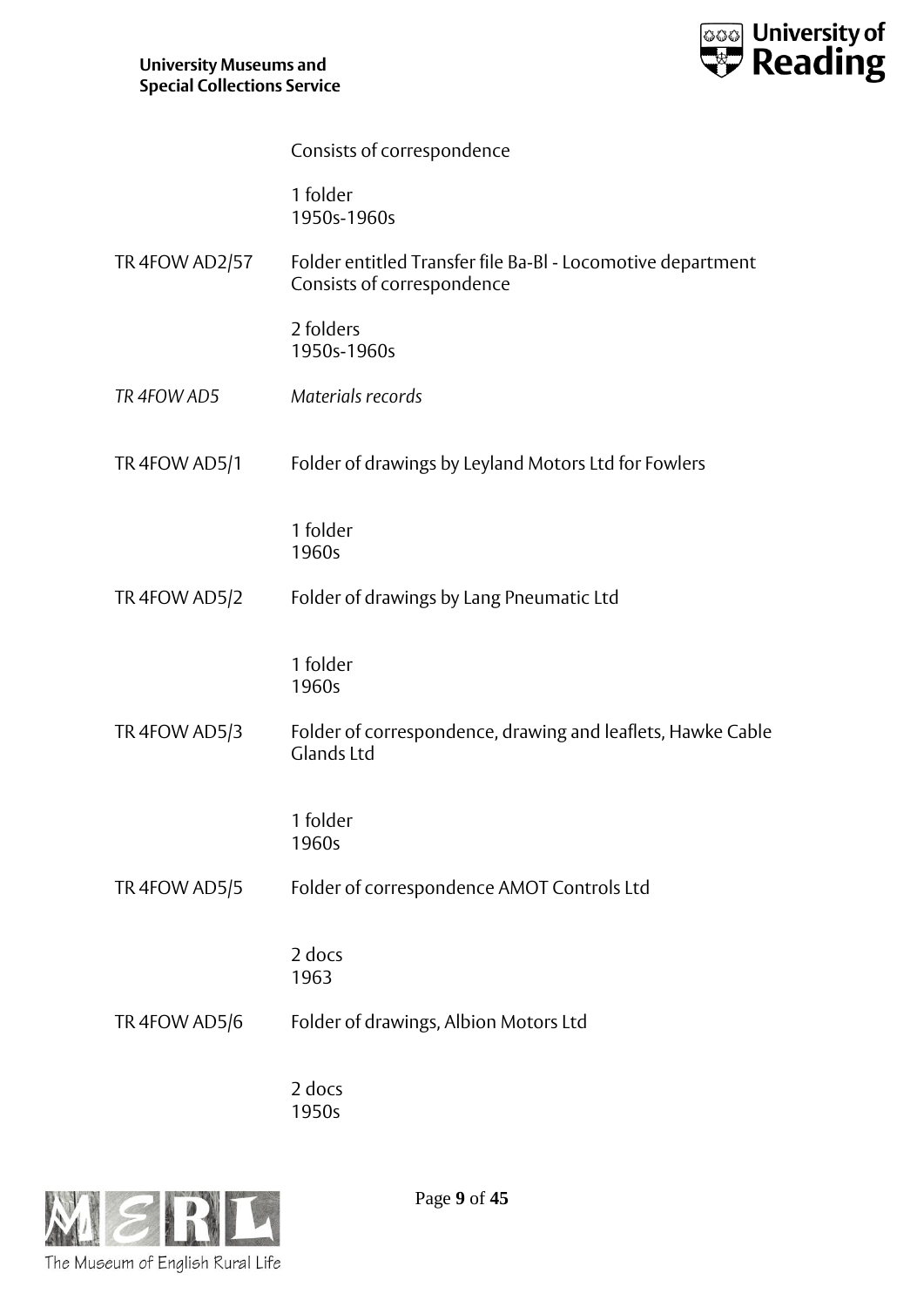Consists of correspondence

1 folder
1950s-1960s

TR 4FOW AD2/57 Folder entitled Transfer file Ba-Bl - Locomotive department
Consists of correspondence

2 folders
1950s-1960s

*TR 4FOW AD5* *Materials records*

TR 4FOW AD5/1 Folder of drawings by Leyland Motors Ltd for Fowlers

1 folder
1960s

TR 4FOW AD5/2 Folder of drawings by Lang Pneumatic Ltd

1 folder
1960s

TR 4FOW AD5/3 Folder of correspondence, drawing and leaflets, Hawke Cable Glands Ltd

1 folder
1960s

TR 4FOW AD5/5 Folder of correspondence AMOT Controls Ltd

2 docs
1963

TR 4FOW AD5/6 Folder of drawings, Albion Motors Ltd

2 docs
1950s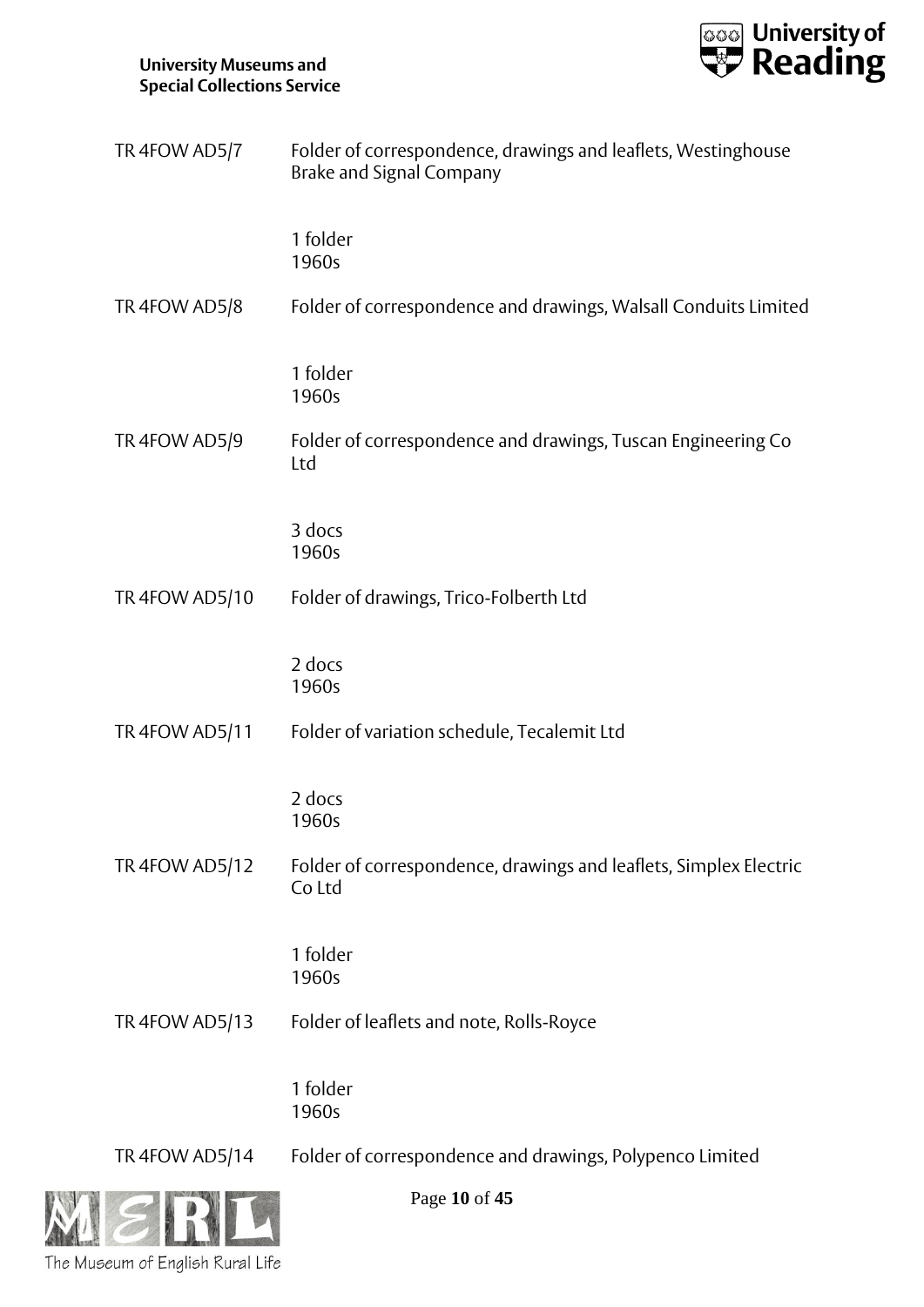TR 4FOW AD5/7 Folder of correspondence, drawings and leaflets, Westinghouse Brake and Signal Company

1 folder
1960s

TR 4FOW AD5/8 Folder of correspondence and drawings, Walsall Conduits Limited

1 folder
1960s

TR 4FOW AD5/9 Folder of correspondence and drawings, Tuscan Engineering Co Ltd

3 docs
1960s

TR 4FOW AD5/10 Folder of drawings, Trico-Folberth Ltd

2 docs
1960s

TR 4FOW AD5/11 Folder of variation schedule, Tecalemit Ltd

2 docs
1960s

TR 4FOW AD5/12 Folder of correspondence, drawings and leaflets, Simplex Electric Co Ltd

1 folder
1960s

TR 4FOW AD5/13 Folder of leaflets and note, Rolls-Royce

1 folder
1960s

TR 4FOW AD5/14 Folder of correspondence and drawings, Polypenco Limited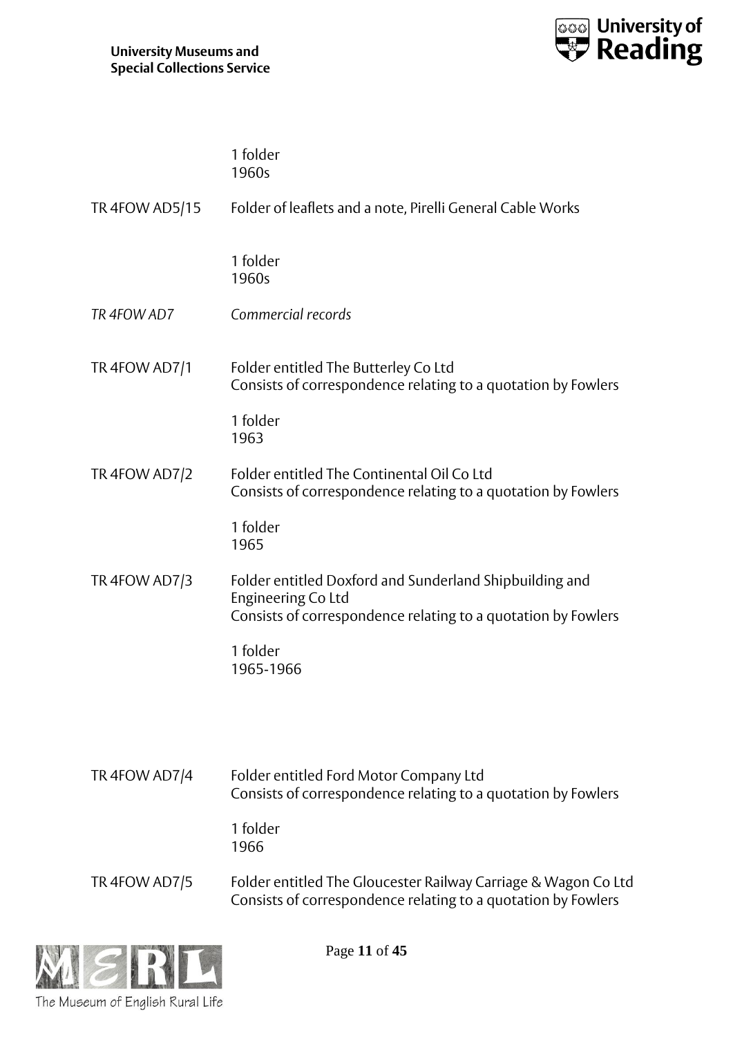1 folder
1960s

TR 4FOW AD5/15 Folder of leaflets and a note, Pirelli General Cable Works

1 folder
1960s

*TR 4FOW AD7* *Commercial records*

TR 4FOW AD7/1 Folder entitled The Butterley Co Ltd
Consists of correspondence relating to a quotation by Fowlers

1 folder
1963

TR 4FOW AD7/2 Folder entitled The Continental Oil Co Ltd
Consists of correspondence relating to a quotation by Fowlers

1 folder
1965

TR 4FOW AD7/3 Folder entitled Doxford and Sunderland Shipbuilding and Engineering Co Ltd
Consists of correspondence relating to a quotation by Fowlers

1 folder
1965-1966

TR 4FOW AD7/4 Folder entitled Ford Motor Company Ltd
Consists of correspondence relating to a quotation by Fowlers

1 folder
1966

TR 4FOW AD7/5 Folder entitled The Gloucester Railway Carriage & Wagon Co Ltd
Consists of correspondence relating to a quotation by Fowlers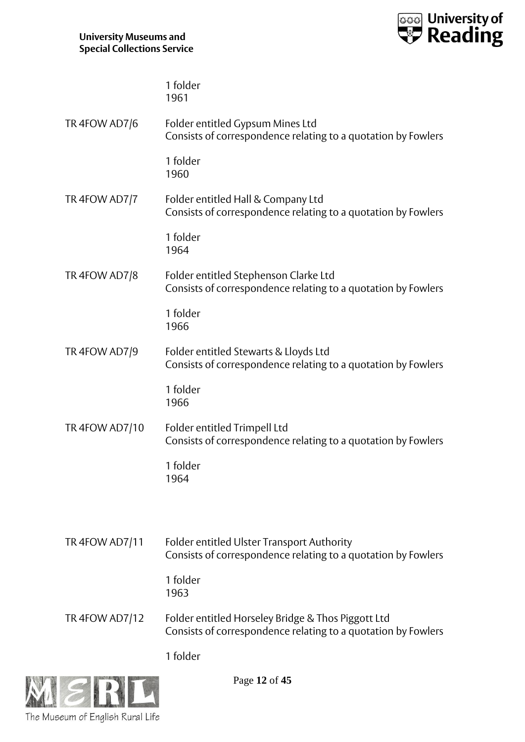1 folder
1961

TR 4FOW AD7/6 Folder entitled Gypsum Mines Ltd
Consists of correspondence relating to a quotation by Fowlers

1 folder
1960

TR 4FOW AD7/7 Folder entitled Hall & Company Ltd
Consists of correspondence relating to a quotation by Fowlers

1 folder
1964

TR 4FOW AD7/8 Folder entitled Stephenson Clarke Ltd
Consists of correspondence relating to a quotation by Fowlers

1 folder
1966

TR 4FOW AD7/9 Folder entitled Stewarts & Lloyds Ltd
Consists of correspondence relating to a quotation by Fowlers

1 folder
1966

TR 4FOW AD7/10 Folder entitled Trimpell Ltd
Consists of correspondence relating to a quotation by Fowlers

1 folder
1964

TR 4FOW AD7/11 Folder entitled Ulster Transport Authority
Consists of correspondence relating to a quotation by Fowlers

1 folder
1963

TR 4FOW AD7/12 Folder entitled Horseley Bridge & Thos Piggott Ltd
Consists of correspondence relating to a quotation by Fowlers

1 folder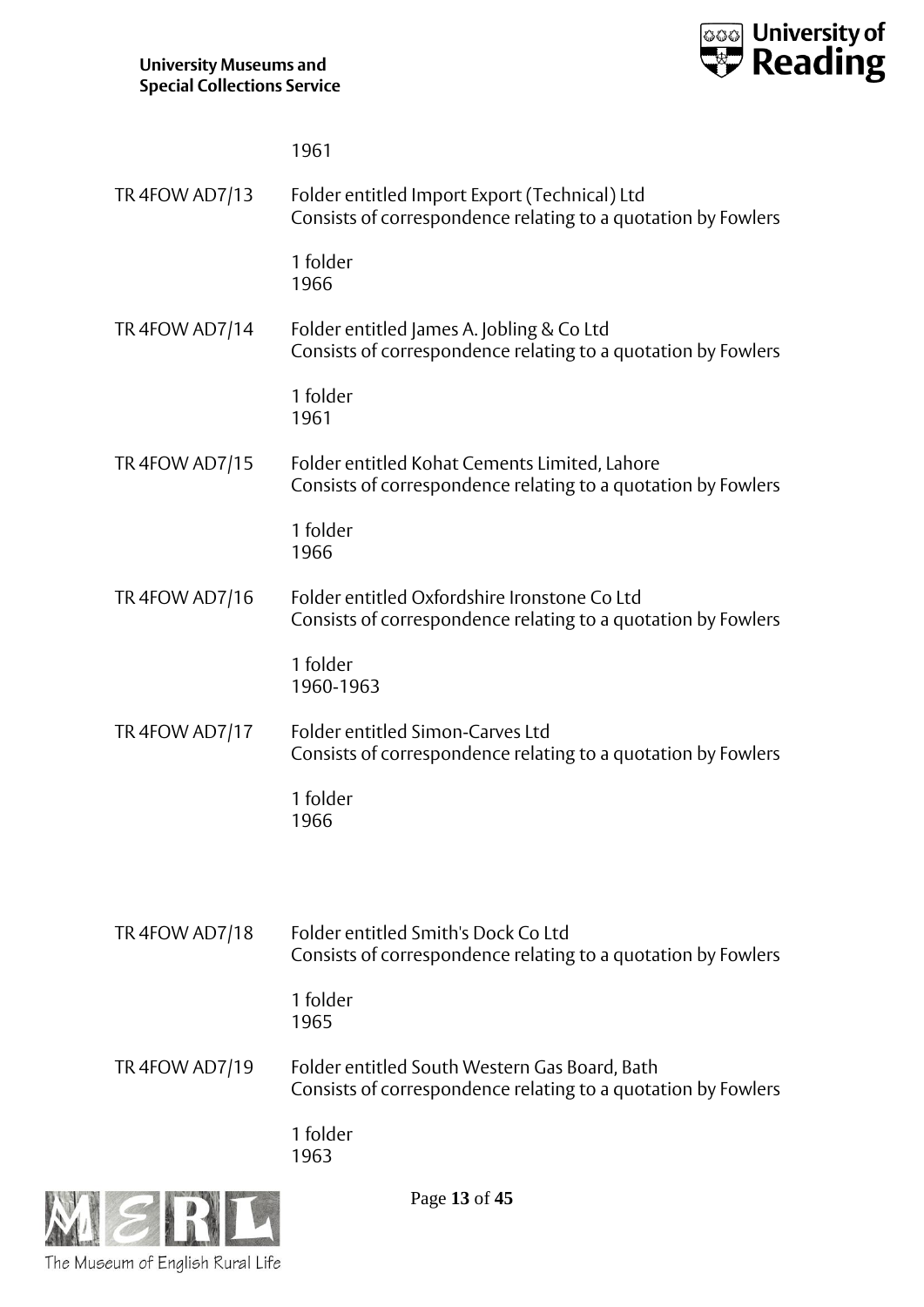1961

TR 4FOW AD7/13 Folder entitled Import Export (Technical) Ltd
Consists of correspondence relating to a quotation by Fowlers

1 folder
1966

TR 4FOW AD7/14 Folder entitled James A. Jobling & Co Ltd
Consists of correspondence relating to a quotation by Fowlers

1 folder
1961

TR 4FOW AD7/15 Folder entitled Kohat Cements Limited, Lahore
Consists of correspondence relating to a quotation by Fowlers

1 folder
1966

TR 4FOW AD7/16 Folder entitled Oxfordshire Ironstone Co Ltd
Consists of correspondence relating to a quotation by Fowlers

1 folder
1960-1963

TR 4FOW AD7/17 Folder entitled Simon-Carves Ltd
Consists of correspondence relating to a quotation by Fowlers

1 folder
1966

TR 4FOW AD7/18 Folder entitled Smith's Dock Co Ltd
Consists of correspondence relating to a quotation by Fowlers

1 folder
1965

TR 4FOW AD7/19 Folder entitled South Western Gas Board, Bath
Consists of correspondence relating to a quotation by Fowlers

1 folder
1963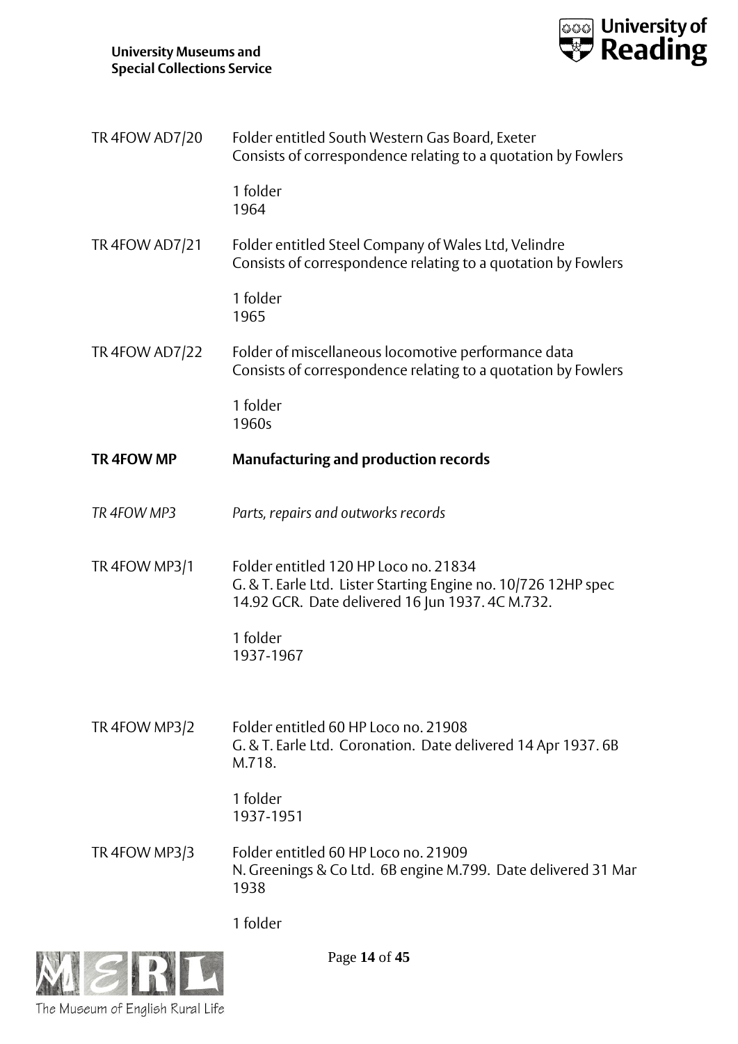TR 4FOW AD7/20 Folder entitled South Western Gas Board, Exeter
Consists of correspondence relating to a quotation by Fowlers

1 folder
1964

TR 4FOW AD7/21 Folder entitled Steel Company of Wales Ltd, Velindre
Consists of correspondence relating to a quotation by Fowlers

1 folder
1965

TR 4FOW AD7/22 Folder of miscellaneous locomotive performance data
Consists of correspondence relating to a quotation by Fowlers

1 folder
1960s

**TR 4FOW MP Manufacturing and production records**

*TR 4FOW MP3 Parts, repairs and outworks records*

TR 4FOW MP3/1 Folder entitled 120 HP Loco no. 21834
G. & T. Earle Ltd. Lister Starting Engine no. 10/726 12HP spec 14.92 GCR. Date delivered 16 Jun 1937. 4C M.732.

1 folder
1937-1967

TR 4FOW MP3/2 Folder entitled 60 HP Loco no. 21908
G. & T. Earle Ltd. Coronation. Date delivered 14 Apr 1937. 6B M.718.

1 folder
1937-1951

TR 4FOW MP3/3 Folder entitled 60 HP Loco no. 21909
N. Greenings & Co Ltd. 6B engine M.799. Date delivered 31 Mar 1938

1 folder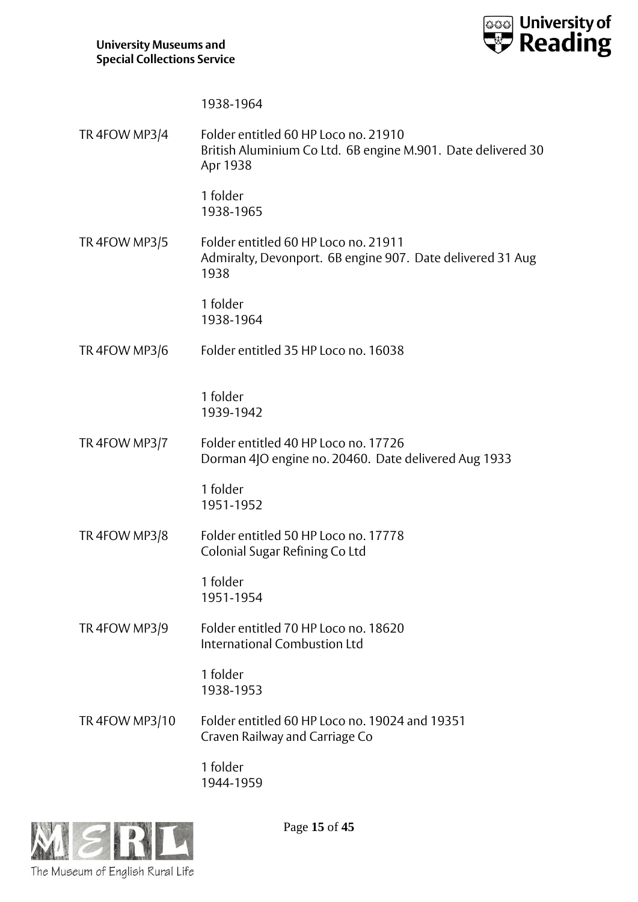1938-1964

| | |
|---|---|
| TR 4FOW MP3/4 | Folder entitled 60 HP Loco no. 21910<br>British Aluminium Co Ltd. 6B engine M.901. Date delivered 30 Apr 1938<br><br>1 folder<br>1938-1965 |
| TR 4FOW MP3/5 | Folder entitled 60 HP Loco no. 21911<br>Admiralty, Devonport. 6B engine 907. Date delivered 31 Aug 1938<br><br>1 folder<br>1938-1964 |
| TR 4FOW MP3/6 | Folder entitled 35 HP Loco no. 16038<br><br>1 folder<br>1939-1942 |
| TR 4FOW MP3/7 | Folder entitled 40 HP Loco no. 17726<br>Dorman 4JO engine no. 20460. Date delivered Aug 1933<br><br>1 folder<br>1951-1952 |
| TR 4FOW MP3/8 | Folder entitled 50 HP Loco no. 17778<br>Colonial Sugar Refining Co Ltd<br><br>1 folder<br>1951-1954 |
| TR 4FOW MP3/9 | Folder entitled 70 HP Loco no. 18620<br>International Combustion Ltd<br><br>1 folder<br>1938-1953 |
| TR 4FOW MP3/10 | Folder entitled 60 HP Loco no. 19024 and 19351<br>Craven Railway and Carriage Co<br><br>1 folder<br>1944-1959 |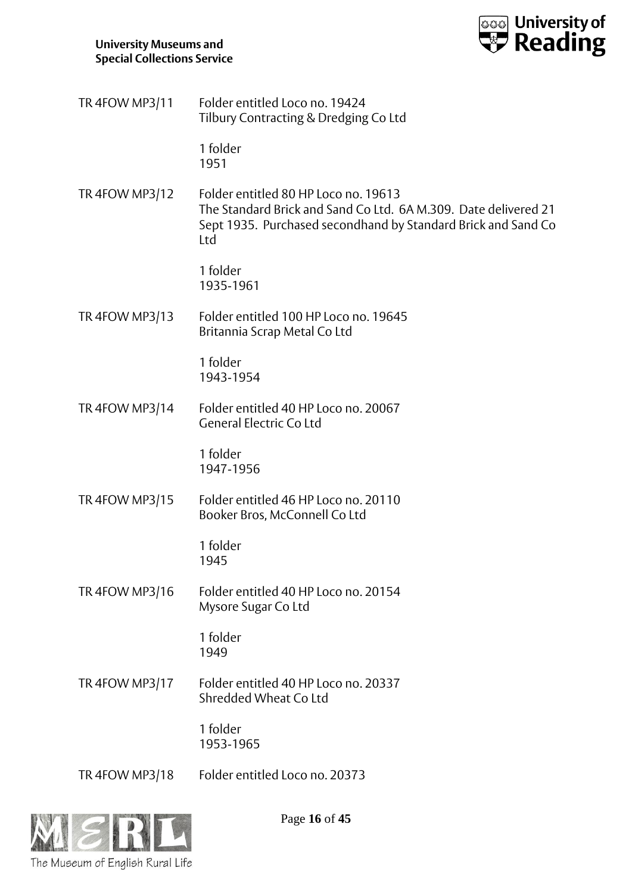TR 4FOW MP3/11 Folder entitled Loco no. 19424
Tilbury Contracting & Dredging Co Ltd

1 folder
1951

TR 4FOW MP3/12 Folder entitled 80 HP Loco no. 19613
The Standard Brick and Sand Co Ltd. 6A M.309. Date delivered 21 Sept 1935. Purchased secondhand by Standard Brick and Sand Co Ltd

1 folder
1935-1961

TR 4FOW MP3/13 Folder entitled 100 HP Loco no. 19645
Britannia Scrap Metal Co Ltd

1 folder
1943-1954

TR 4FOW MP3/14 Folder entitled 40 HP Loco no. 20067
General Electric Co Ltd

1 folder
1947-1956

TR 4FOW MP3/15 Folder entitled 46 HP Loco no. 20110
Booker Bros, McConnell Co Ltd

1 folder
1945

TR 4FOW MP3/16 Folder entitled 40 HP Loco no. 20154
Mysore Sugar Co Ltd

1 folder
1949

TR 4FOW MP3/17 Folder entitled 40 HP Loco no. 20337
Shredded Wheat Co Ltd

1 folder
1953-1965

TR 4FOW MP3/18 Folder entitled Loco no. 20373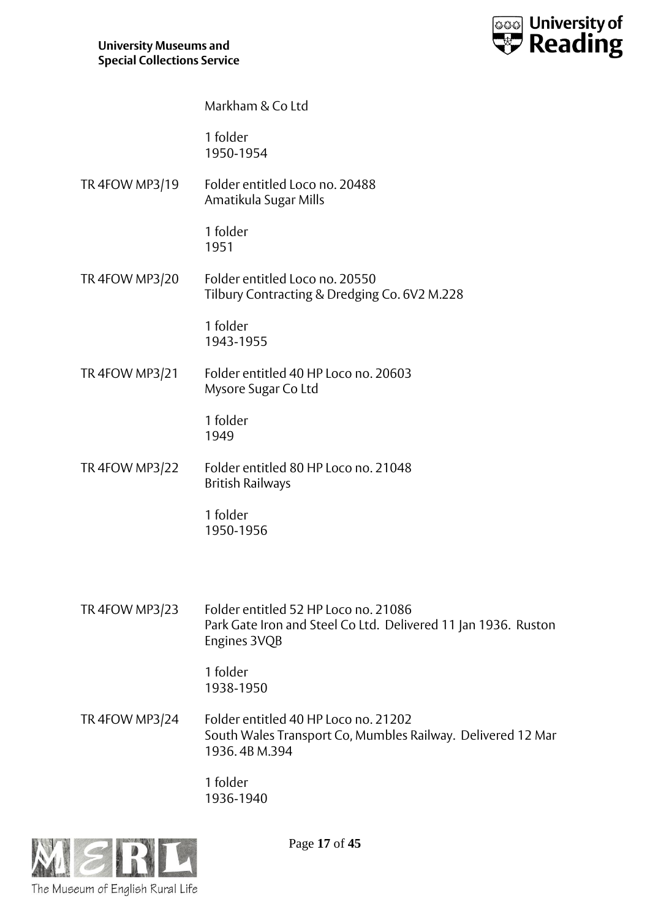Markham & Co Ltd

1 folder
1950-1954

TR 4FOW MP3/19 Folder entitled Loco no. 20488
Amatikula Sugar Mills

1 folder
1951

TR 4FOW MP3/20 Folder entitled Loco no. 20550
Tilbury Contracting & Dredging Co. 6V2 M.228

1 folder
1943-1955

TR 4FOW MP3/21 Folder entitled 40 HP Loco no. 20603
Mysore Sugar Co Ltd

1 folder
1949

TR 4FOW MP3/22 Folder entitled 80 HP Loco no. 21048
British Railways

1 folder
1950-1956

TR 4FOW MP3/23 Folder entitled 52 HP Loco no. 21086
Park Gate Iron and Steel Co Ltd. Delivered 11 Jan 1936. Ruston Engines 3VQB

1 folder
1938-1950

TR 4FOW MP3/24 Folder entitled 40 HP Loco no. 21202
South Wales Transport Co, Mumbles Railway. Delivered 12 Mar 1936. 4B M.394

1 folder
1936-1940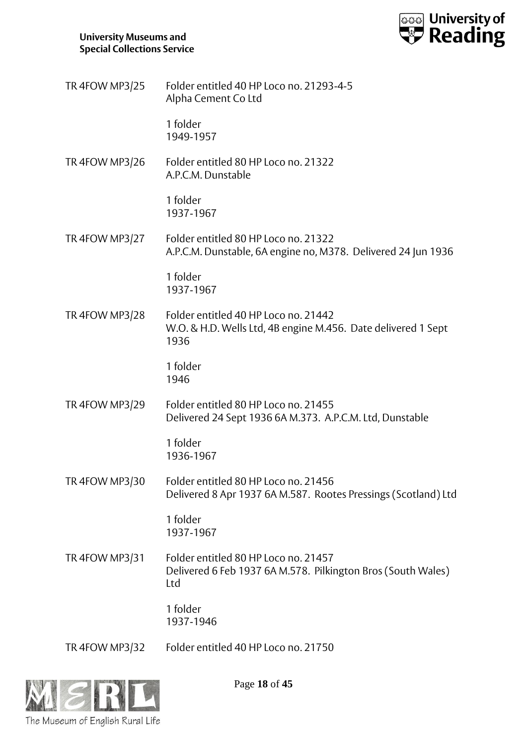TR 4FOW MP3/25 Folder entitled 40 HP Loco no. 21293-4-5
Alpha Cement Co Ltd

1 folder
1949-1957

TR 4FOW MP3/26 Folder entitled 80 HP Loco no. 21322
A.P.C.M. Dunstable

1 folder
1937-1967

TR 4FOW MP3/27 Folder entitled 80 HP Loco no. 21322
A.P.C.M. Dunstable, 6A engine no, M378. Delivered 24 Jun 1936

1 folder
1937-1967

TR 4FOW MP3/28 Folder entitled 40 HP Loco no. 21442
W.O. & H.D. Wells Ltd, 4B engine M.456. Date delivered 1 Sept 1936

1 folder
1946

TR 4FOW MP3/29 Folder entitled 80 HP Loco no. 21455
Delivered 24 Sept 1936 6A M.373. A.P.C.M. Ltd, Dunstable

1 folder
1936-1967

TR 4FOW MP3/30 Folder entitled 80 HP Loco no. 21456
Delivered 8 Apr 1937 6A M.587. Rootes Pressings (Scotland) Ltd

1 folder
1937-1967

TR 4FOW MP3/31 Folder entitled 80 HP Loco no. 21457
Delivered 6 Feb 1937 6A M.578. Pilkington Bros (South Wales) Ltd

1 folder
1937-1946

TR 4FOW MP3/32 Folder entitled 40 HP Loco no. 21750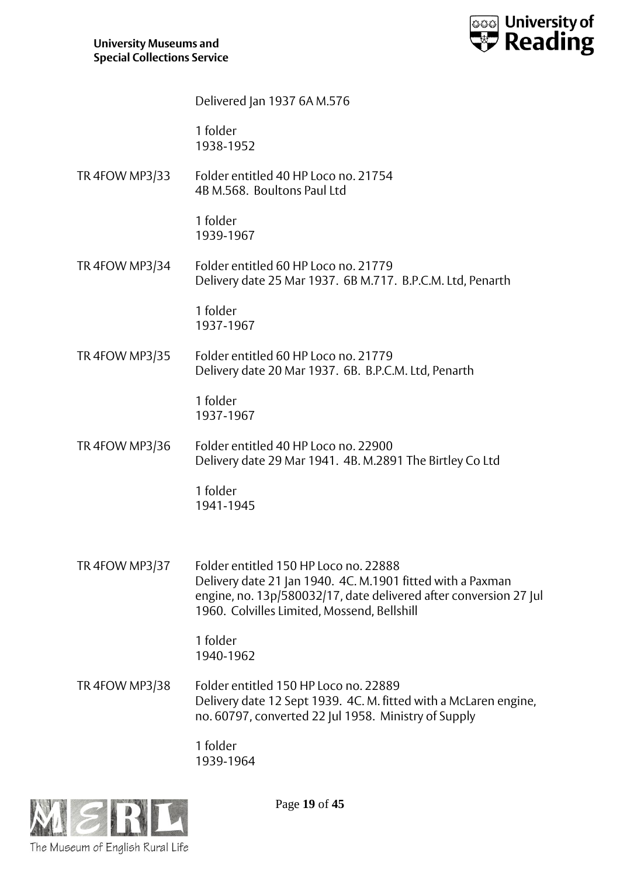Delivered Jan 1937 6A M.576

1 folder
1938-1952

TR 4FOW MP3/33 Folder entitled 40 HP Loco no. 21754
4B M.568. Boultons Paul Ltd

1 folder
1939-1967

TR 4FOW MP3/34 Folder entitled 60 HP Loco no. 21779
Delivery date 25 Mar 1937. 6B M.717. B.P.C.M. Ltd, Penarth

1 folder
1937-1967

TR 4FOW MP3/35 Folder entitled 60 HP Loco no. 21779
Delivery date 20 Mar 1937. 6B. B.P.C.M. Ltd, Penarth

1 folder
1937-1967

TR 4FOW MP3/36 Folder entitled 40 HP Loco no. 22900
Delivery date 29 Mar 1941. 4B. M.2891 The Birtley Co Ltd

1 folder
1941-1945

TR 4FOW MP3/37 Folder entitled 150 HP Loco no. 22888
Delivery date 21 Jan 1940. 4C. M.1901 fitted with a Paxman engine, no. 13p/580032/17, date delivered after conversion 27 Jul 1960. Colvilles Limited, Mossend, Bellshill

1 folder
1940-1962

TR 4FOW MP3/38 Folder entitled 150 HP Loco no. 22889
Delivery date 12 Sept 1939. 4C. M. fitted with a McLaren engine, no. 60797, converted 22 Jul 1958. Ministry of Supply

1 folder
1939-1964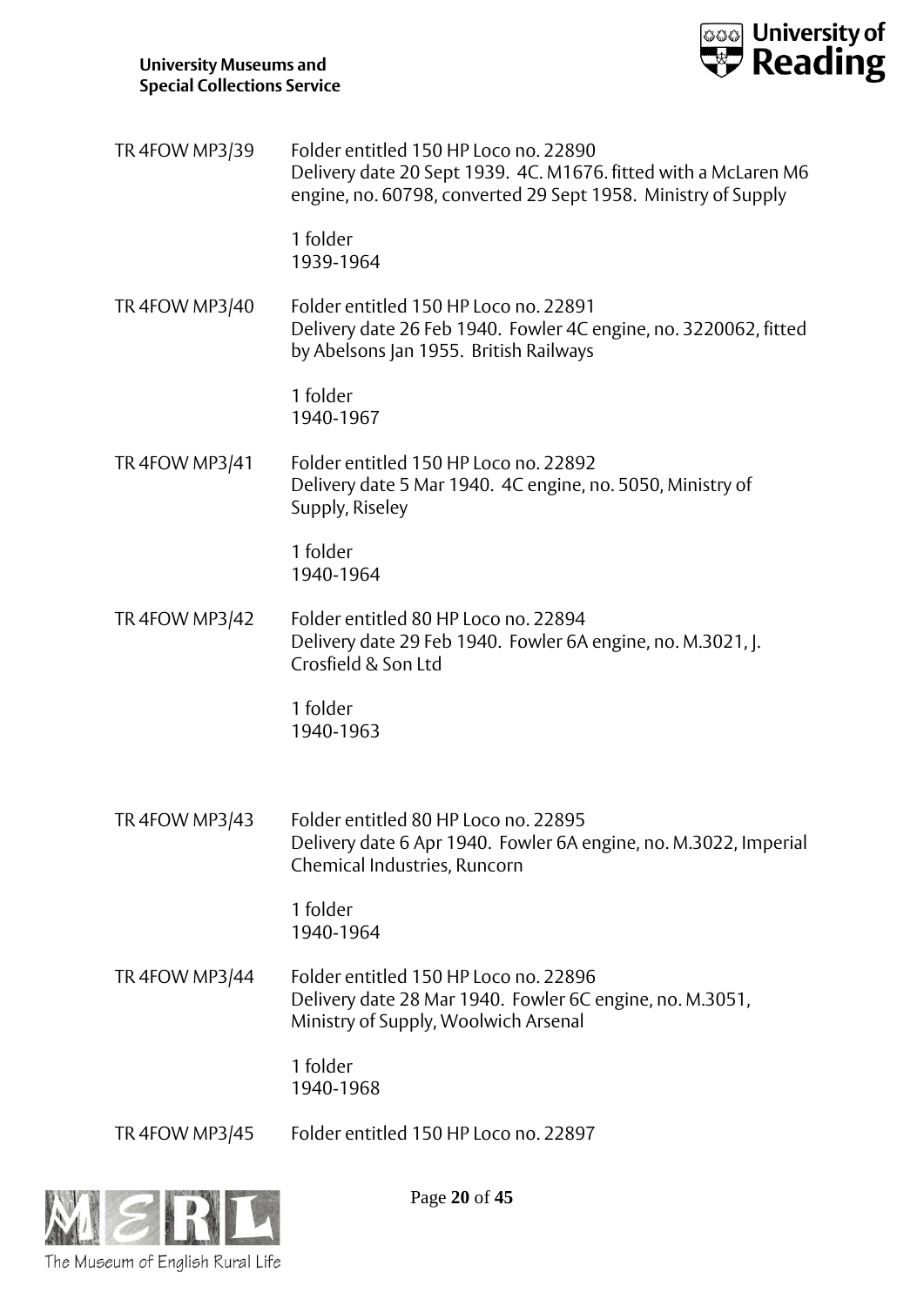TR 4FOW MP3/39 Folder entitled 150 HP Loco no. 22890
Delivery date 20 Sept 1939. 4C. M1676. fitted with a McLaren M6 engine, no. 60798, converted 29 Sept 1958. Ministry of Supply

1 folder
1939-1964

TR 4FOW MP3/40 Folder entitled 150 HP Loco no. 22891
Delivery date 26 Feb 1940. Fowler 4C engine, no. 3220062, fitted by Abelsons Jan 1955. British Railways

1 folder
1940-1967

TR 4FOW MP3/41 Folder entitled 150 HP Loco no. 22892
Delivery date 5 Mar 1940. 4C engine, no. 5050, Ministry of Supply, Riseley

1 folder
1940-1964

TR 4FOW MP3/42 Folder entitled 80 HP Loco no. 22894
Delivery date 29 Feb 1940. Fowler 6A engine, no. M.3021, J. Crosfield & Son Ltd

1 folder
1940-1963

TR 4FOW MP3/43 Folder entitled 80 HP Loco no. 22895
Delivery date 6 Apr 1940. Fowler 6A engine, no. M.3022, Imperial Chemical Industries, Runcorn

1 folder
1940-1964

TR 4FOW MP3/44 Folder entitled 150 HP Loco no. 22896
Delivery date 28 Mar 1940. Fowler 6C engine, no. M.3051, Ministry of Supply, Woolwich Arsenal

1 folder
1940-1968

TR 4FOW MP3/45 Folder entitled 150 HP Loco no. 22897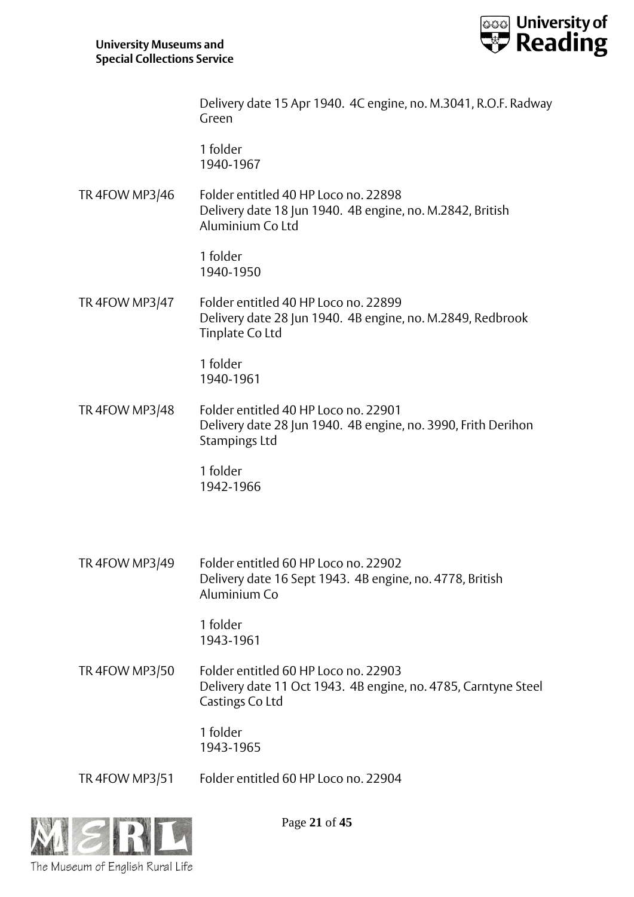Delivery date 15 Apr 1940. 4C engine, no. M.3041, R.O.F. Radway Green

1 folder
1940-1967

TR 4FOW MP3/46 Folder entitled 40 HP Loco no. 22898
Delivery date 18 Jun 1940. 4B engine, no. M.2842, British Aluminium Co Ltd

1 folder
1940-1950

TR 4FOW MP3/47 Folder entitled 40 HP Loco no. 22899
Delivery date 28 Jun 1940. 4B engine, no. M.2849, Redbrook Tinplate Co Ltd

1 folder
1940-1961

TR 4FOW MP3/48 Folder entitled 40 HP Loco no. 22901
Delivery date 28 Jun 1940. 4B engine, no. 3990, Frith Derihon Stampings Ltd

1 folder
1942-1966

TR 4FOW MP3/49 Folder entitled 60 HP Loco no. 22902
Delivery date 16 Sept 1943. 4B engine, no. 4778, British Aluminium Co

1 folder
1943-1961

TR 4FOW MP3/50 Folder entitled 60 HP Loco no. 22903
Delivery date 11 Oct 1943. 4B engine, no. 4785, Carntyne Steel Castings Co Ltd

1 folder
1943-1965

TR 4FOW MP3/51 Folder entitled 60 HP Loco no. 22904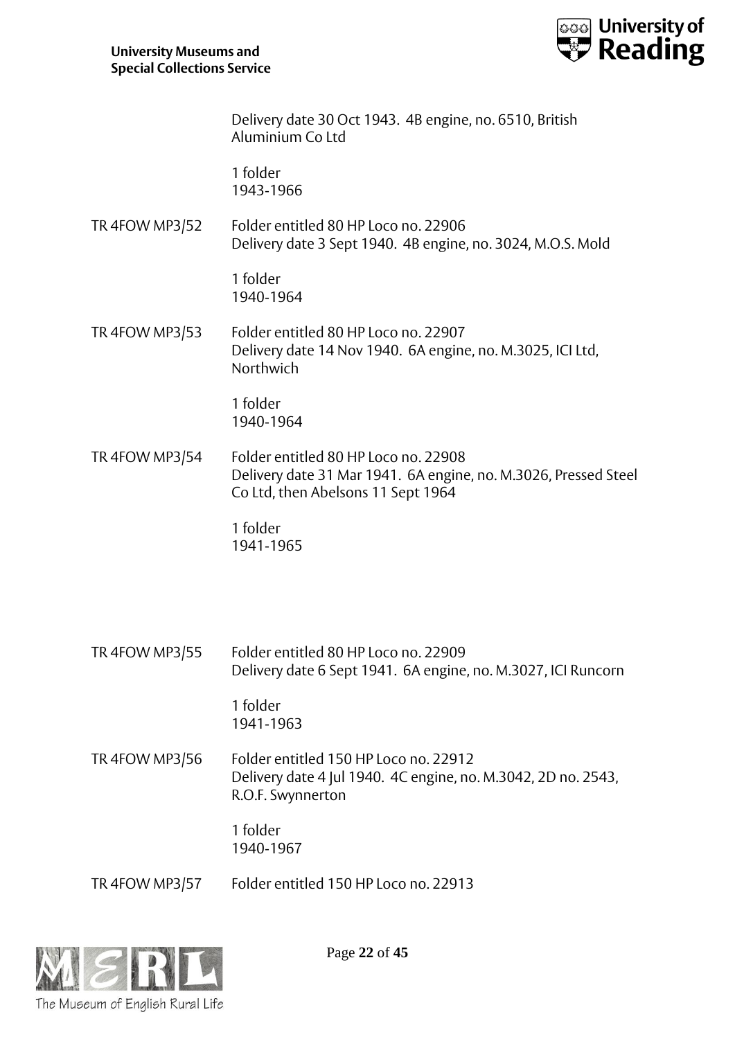Delivery date 30 Oct 1943. 4B engine, no. 6510, British Aluminium Co Ltd

1 folder
1943-1966

TR 4FOW MP3/52 Folder entitled 80 HP Loco no. 22906
Delivery date 3 Sept 1940. 4B engine, no. 3024, M.O.S. Mold

1 folder
1940-1964

TR 4FOW MP3/53 Folder entitled 80 HP Loco no. 22907
Delivery date 14 Nov 1940. 6A engine, no. M.3025, ICI Ltd, Northwich

1 folder
1940-1964

TR 4FOW MP3/54 Folder entitled 80 HP Loco no. 22908
Delivery date 31 Mar 1941. 6A engine, no. M.3026, Pressed Steel Co Ltd, then Abelsons 11 Sept 1964

1 folder
1941-1965

TR 4FOW MP3/55 Folder entitled 80 HP Loco no. 22909
Delivery date 6 Sept 1941. 6A engine, no. M.3027, ICI Runcorn

1 folder
1941-1963

TR 4FOW MP3/56 Folder entitled 150 HP Loco no. 22912
Delivery date 4 Jul 1940. 4C engine, no. M.3042, 2D no. 2543, R.O.F. Swynnerton

1 folder
1940-1967

TR 4FOW MP3/57 Folder entitled 150 HP Loco no. 22913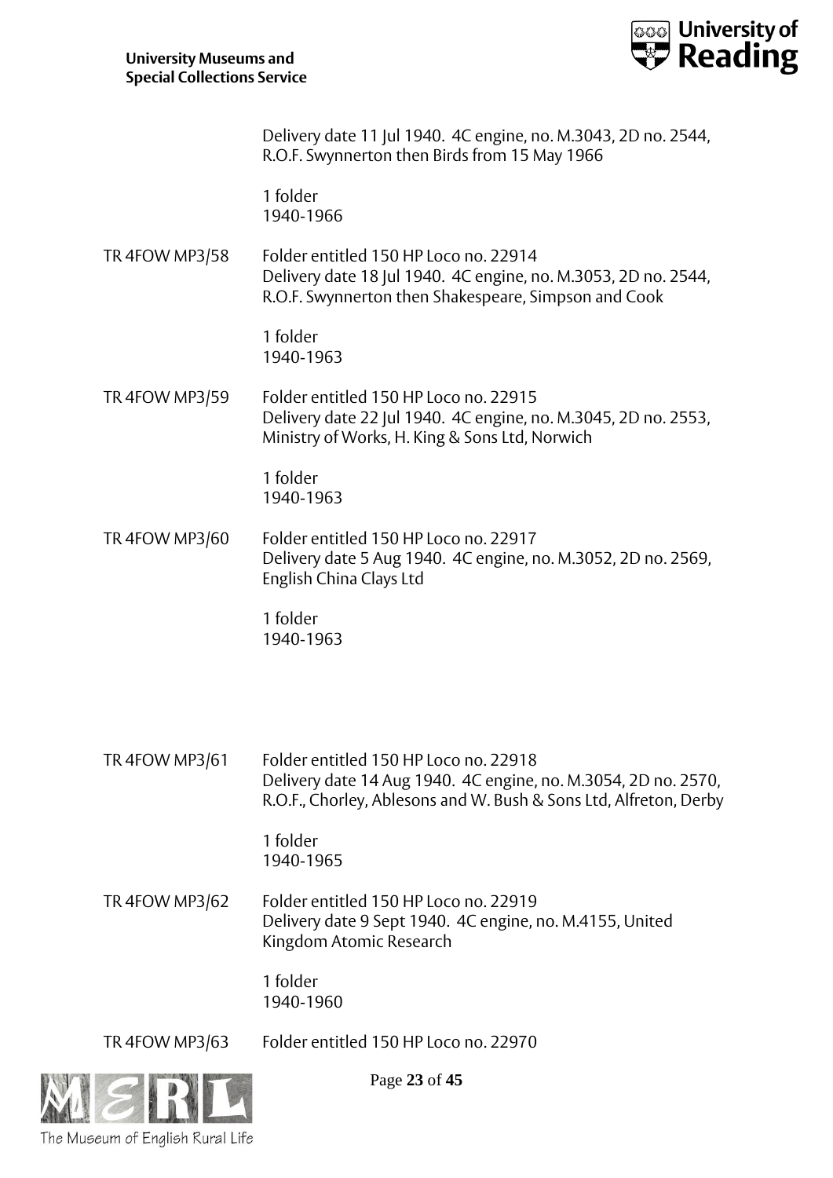Delivery date 11 Jul 1940. 4C engine, no. M.3043, 2D no. 2544, R.O.F. Swynnerton then Birds from 15 May 1966

1 folder
1940-1966

TR 4FOW MP3/58 Folder entitled 150 HP Loco no. 22914
Delivery date 18 Jul 1940. 4C engine, no. M.3053, 2D no. 2544, R.O.F. Swynnerton then Shakespeare, Simpson and Cook

1 folder
1940-1963

TR 4FOW MP3/59 Folder entitled 150 HP Loco no. 22915
Delivery date 22 Jul 1940. 4C engine, no. M.3045, 2D no. 2553, Ministry of Works, H. King & Sons Ltd, Norwich

1 folder
1940-1963

TR 4FOW MP3/60 Folder entitled 150 HP Loco no. 22917
Delivery date 5 Aug 1940. 4C engine, no. M.3052, 2D no. 2569, English China Clays Ltd

1 folder
1940-1963

TR 4FOW MP3/61 Folder entitled 150 HP Loco no. 22918
Delivery date 14 Aug 1940. 4C engine, no. M.3054, 2D no. 2570, R.O.F., Chorley, Ablesons and W. Bush & Sons Ltd, Alfreton, Derby

1 folder
1940-1965

TR 4FOW MP3/62 Folder entitled 150 HP Loco no. 22919
Delivery date 9 Sept 1940. 4C engine, no. M.4155, United Kingdom Atomic Research

1 folder
1940-1960

TR 4FOW MP3/63 Folder entitled 150 HP Loco no. 22970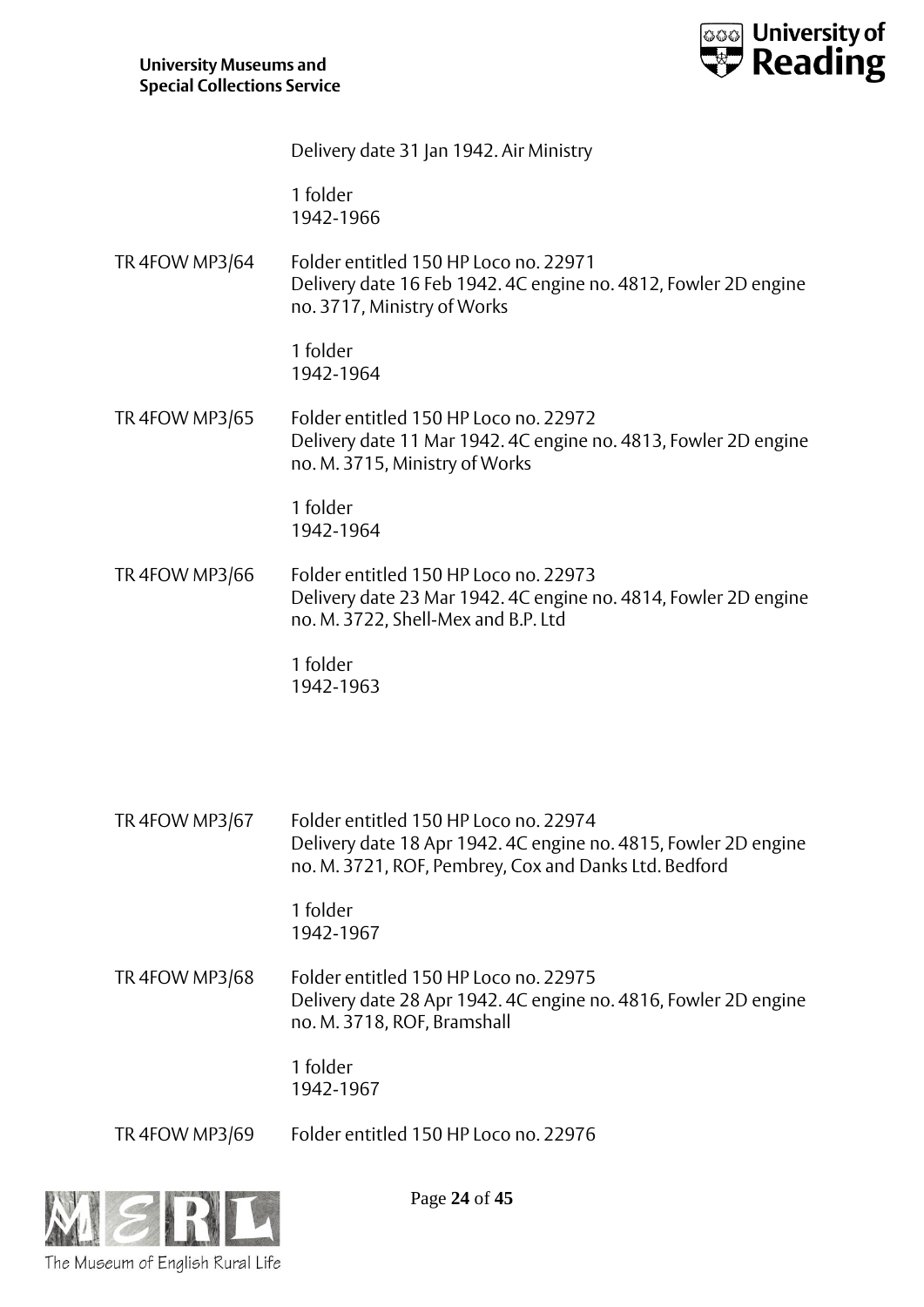Delivery date 31 Jan 1942. Air Ministry

1 folder
1942-1966

TR 4FOW MP3/64 Folder entitled 150 HP Loco no. 22971
Delivery date 16 Feb 1942. 4C engine no. 4812, Fowler 2D engine no. 3717, Ministry of Works

1 folder
1942-1964

TR 4FOW MP3/65 Folder entitled 150 HP Loco no. 22972
Delivery date 11 Mar 1942. 4C engine no. 4813, Fowler 2D engine no. M. 3715, Ministry of Works

1 folder
1942-1964

TR 4FOW MP3/66 Folder entitled 150 HP Loco no. 22973
Delivery date 23 Mar 1942. 4C engine no. 4814, Fowler 2D engine no. M. 3722, Shell-Mex and B.P. Ltd

1 folder
1942-1963

TR 4FOW MP3/67 Folder entitled 150 HP Loco no. 22974
Delivery date 18 Apr 1942. 4C engine no. 4815, Fowler 2D engine no. M. 3721, ROF, Pembrey, Cox and Danks Ltd. Bedford

1 folder
1942-1967

TR 4FOW MP3/68 Folder entitled 150 HP Loco no. 22975
Delivery date 28 Apr 1942. 4C engine no. 4816, Fowler 2D engine no. M. 3718, ROF, Bramshall

1 folder
1942-1967

TR 4FOW MP3/69 Folder entitled 150 HP Loco no. 22976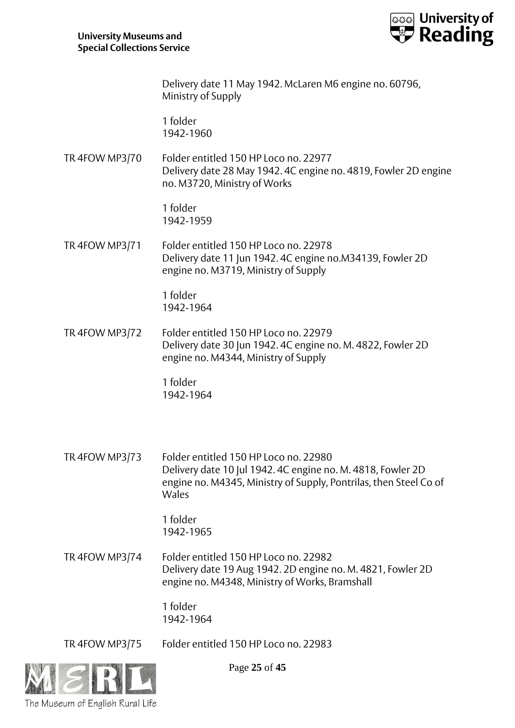Delivery date 11 May 1942. McLaren M6 engine no. 60796, Ministry of Supply

1 folder
1942-1960

TR 4FOW MP3/70 Folder entitled 150 HP Loco no. 22977
Delivery date 28 May 1942. 4C engine no. 4819, Fowler 2D engine no. M3720, Ministry of Works

1 folder
1942-1959

TR 4FOW MP3/71 Folder entitled 150 HP Loco no. 22978
Delivery date 11 Jun 1942. 4C engine no.M34139, Fowler 2D engine no. M3719, Ministry of Supply

1 folder
1942-1964

TR 4FOW MP3/72 Folder entitled 150 HP Loco no. 22979
Delivery date 30 Jun 1942. 4C engine no. M. 4822, Fowler 2D engine no. M4344, Ministry of Supply

1 folder
1942-1964

TR 4FOW MP3/73 Folder entitled 150 HP Loco no. 22980
Delivery date 10 Jul 1942. 4C engine no. M. 4818, Fowler 2D engine no. M4345, Ministry of Supply, Pontrilas, then Steel Co of Wales

1 folder
1942-1965

TR 4FOW MP3/74 Folder entitled 150 HP Loco no. 22982
Delivery date 19 Aug 1942. 2D engine no. M. 4821, Fowler 2D engine no. M4348, Ministry of Works, Bramshall

1 folder
1942-1964

TR 4FOW MP3/75 Folder entitled 150 HP Loco no. 22983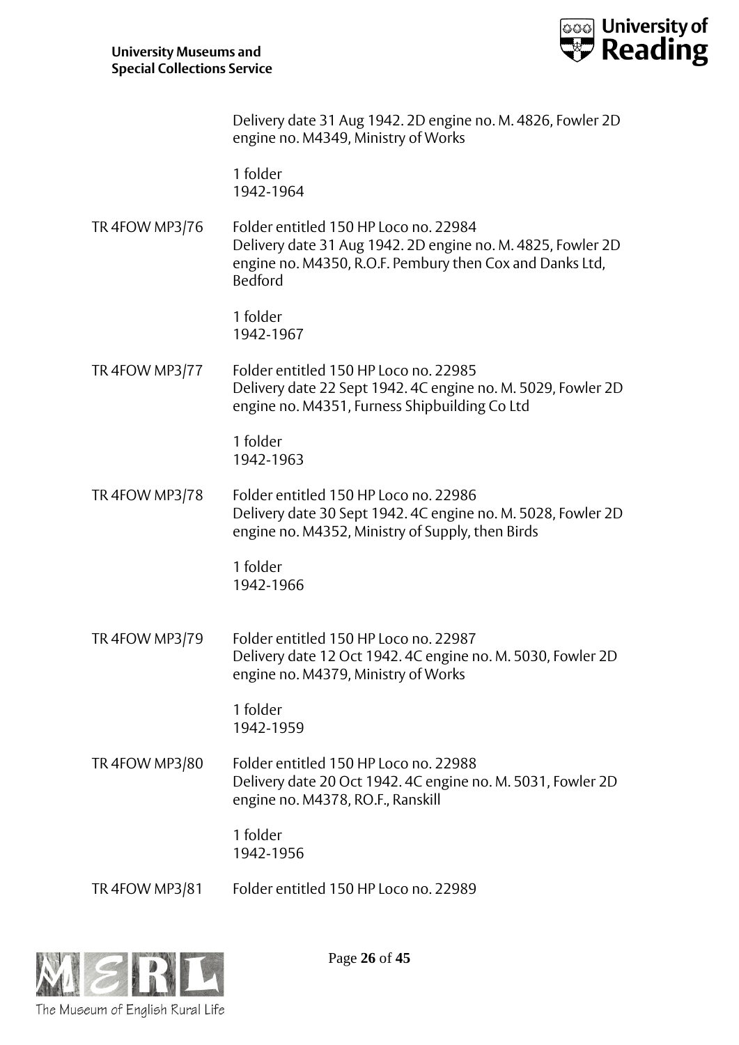Delivery date 31 Aug 1942. 2D engine no. M. 4826, Fowler 2D engine no. M4349, Ministry of Works

1 folder
1942-1964

TR 4FOW MP3/76 Folder entitled 150 HP Loco no. 22984
Delivery date 31 Aug 1942. 2D engine no. M. 4825, Fowler 2D engine no. M4350, R.O.F. Pembury then Cox and Danks Ltd, Bedford

1 folder
1942-1967

TR 4FOW MP3/77 Folder entitled 150 HP Loco no. 22985
Delivery date 22 Sept 1942. 4C engine no. M. 5029, Fowler 2D engine no. M4351, Furness Shipbuilding Co Ltd

1 folder
1942-1963

TR 4FOW MP3/78 Folder entitled 150 HP Loco no. 22986
Delivery date 30 Sept 1942. 4C engine no. M. 5028, Fowler 2D engine no. M4352, Ministry of Supply, then Birds

1 folder
1942-1966

TR 4FOW MP3/79 Folder entitled 150 HP Loco no. 22987
Delivery date 12 Oct 1942. 4C engine no. M. 5030, Fowler 2D engine no. M4379, Ministry of Works

1 folder
1942-1959

TR 4FOW MP3/80 Folder entitled 150 HP Loco no. 22988
Delivery date 20 Oct 1942. 4C engine no. M. 5031, Fowler 2D engine no. M4378, RO.F., Ranskill

1 folder
1942-1956

TR 4FOW MP3/81 Folder entitled 150 HP Loco no. 22989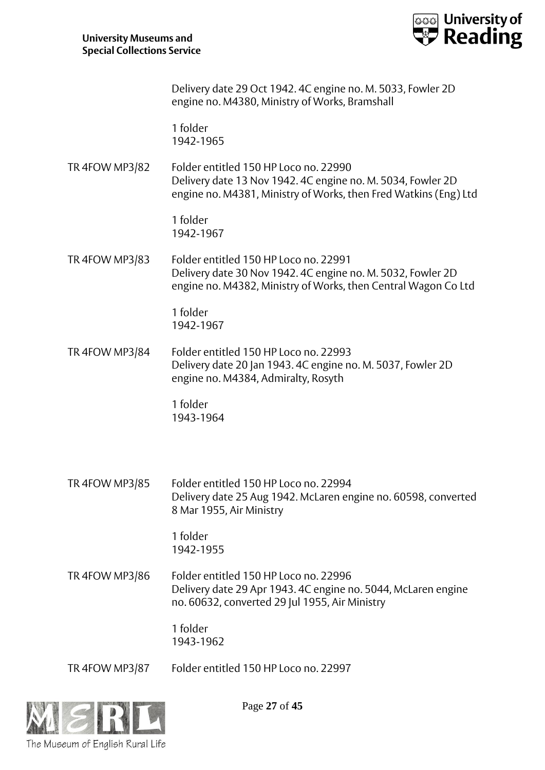Delivery date 29 Oct 1942. 4C engine no. M. 5033, Fowler 2D engine no. M4380, Ministry of Works, Bramshall

1 folder
1942-1965

TR 4FOW MP3/82 Folder entitled 150 HP Loco no. 22990
Delivery date 13 Nov 1942. 4C engine no. M. 5034, Fowler 2D engine no. M4381, Ministry of Works, then Fred Watkins (Eng) Ltd

1 folder
1942-1967

TR 4FOW MP3/83 Folder entitled 150 HP Loco no. 22991
Delivery date 30 Nov 1942. 4C engine no. M. 5032, Fowler 2D engine no. M4382, Ministry of Works, then Central Wagon Co Ltd

1 folder
1942-1967

TR 4FOW MP3/84 Folder entitled 150 HP Loco no. 22993
Delivery date 20 Jan 1943. 4C engine no. M. 5037, Fowler 2D engine no. M4384, Admiralty, Rosyth

1 folder
1943-1964

TR 4FOW MP3/85 Folder entitled 150 HP Loco no. 22994
Delivery date 25 Aug 1942. McLaren engine no. 60598, converted 8 Mar 1955, Air Ministry

1 folder
1942-1955

TR 4FOW MP3/86 Folder entitled 150 HP Loco no. 22996
Delivery date 29 Apr 1943. 4C engine no. 5044, McLaren engine no. 60632, converted 29 Jul 1955, Air Ministry

1 folder
1943-1962

TR 4FOW MP3/87 Folder entitled 150 HP Loco no. 22997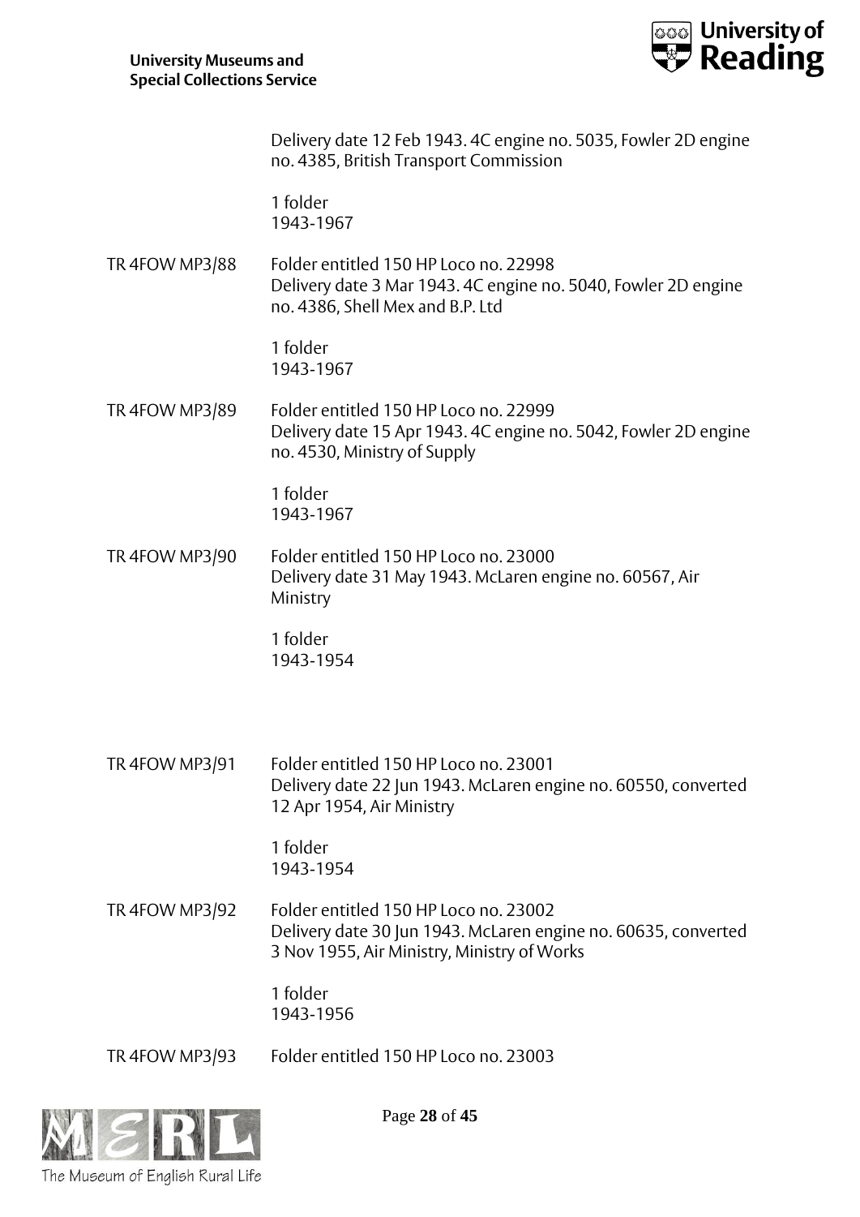Delivery date 12 Feb 1943. 4C engine no. 5035, Fowler 2D engine no. 4385, British Transport Commission

1 folder
1943-1967

TR 4FOW MP3/88 Folder entitled 150 HP Loco no. 22998
Delivery date 3 Mar 1943. 4C engine no. 5040, Fowler 2D engine no. 4386, Shell Mex and B.P. Ltd

1 folder
1943-1967

TR 4FOW MP3/89 Folder entitled 150 HP Loco no. 22999
Delivery date 15 Apr 1943. 4C engine no. 5042, Fowler 2D engine no. 4530, Ministry of Supply

1 folder
1943-1967

TR 4FOW MP3/90 Folder entitled 150 HP Loco no. 23000
Delivery date 31 May 1943. McLaren engine no. 60567, Air Ministry

1 folder
1943-1954

TR 4FOW MP3/91 Folder entitled 150 HP Loco no. 23001
Delivery date 22 Jun 1943. McLaren engine no. 60550, converted 12 Apr 1954, Air Ministry

1 folder
1943-1954

TR 4FOW MP3/92 Folder entitled 150 HP Loco no. 23002
Delivery date 30 Jun 1943. McLaren engine no. 60635, converted 3 Nov 1955, Air Ministry, Ministry of Works

1 folder
1943-1956

TR 4FOW MP3/93 Folder entitled 150 HP Loco no. 23003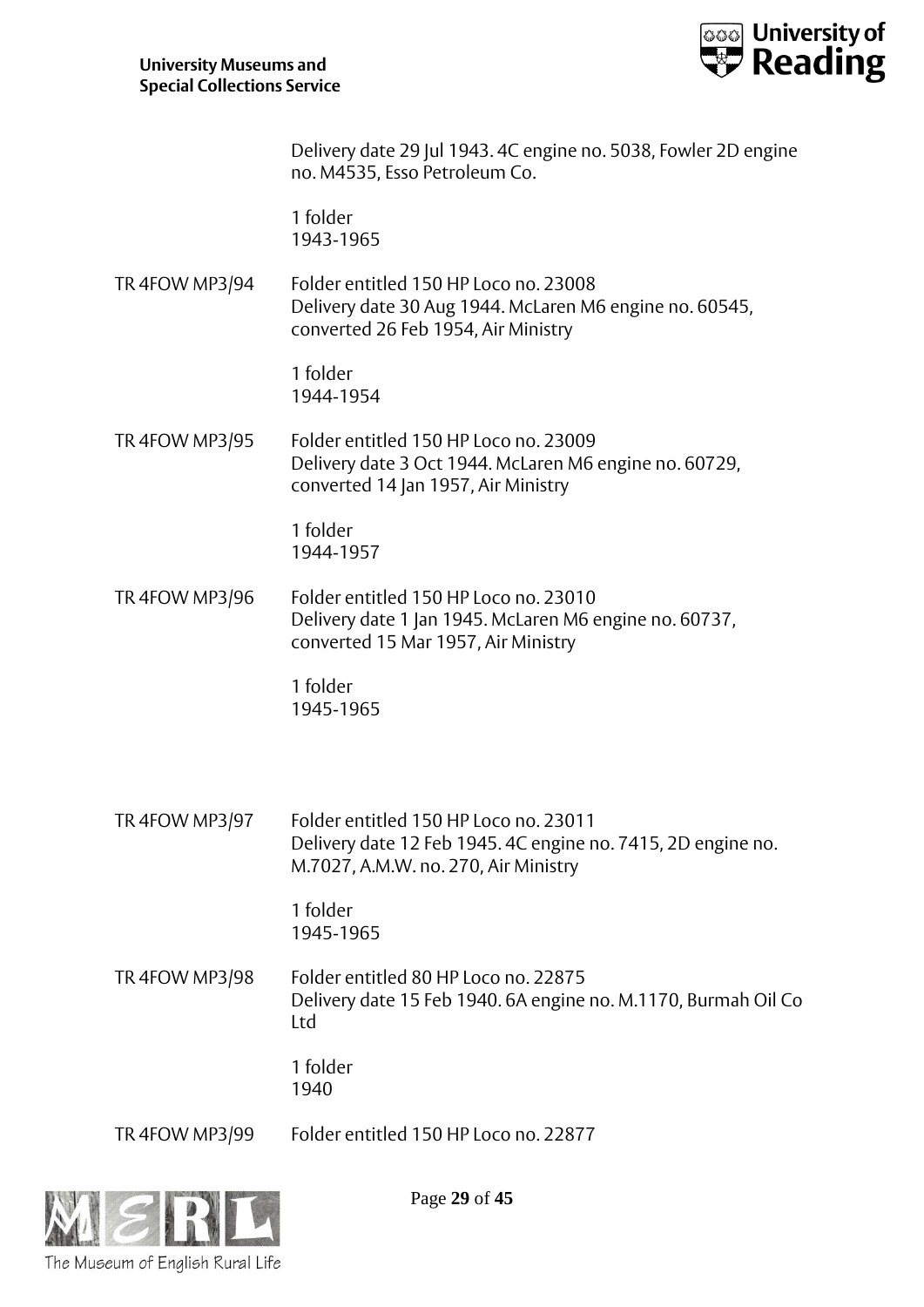Delivery date 29 Jul 1943. 4C engine no. 5038, Fowler 2D engine no. M4535, Esso Petroleum Co.

1 folder
1943-1965

TR 4FOW MP3/94 Folder entitled 150 HP Loco no. 23008
Delivery date 30 Aug 1944. McLaren M6 engine no. 60545, converted 26 Feb 1954, Air Ministry

1 folder
1944-1954

TR 4FOW MP3/95 Folder entitled 150 HP Loco no. 23009
Delivery date 3 Oct 1944. McLaren M6 engine no. 60729, converted 14 Jan 1957, Air Ministry

1 folder
1944-1957

TR 4FOW MP3/96 Folder entitled 150 HP Loco no. 23010
Delivery date 1 Jan 1945. McLaren M6 engine no. 60737, converted 15 Mar 1957, Air Ministry

1 folder
1945-1965

TR 4FOW MP3/97 Folder entitled 150 HP Loco no. 23011
Delivery date 12 Feb 1945. 4C engine no. 7415, 2D engine no. M.7027, A.M.W. no. 270, Air Ministry

1 folder
1945-1965

TR 4FOW MP3/98 Folder entitled 80 HP Loco no. 22875
Delivery date 15 Feb 1940. 6A engine no. M.1170, Burmah Oil Co Ltd

1 folder
1940

TR 4FOW MP3/99 Folder entitled 150 HP Loco no. 22877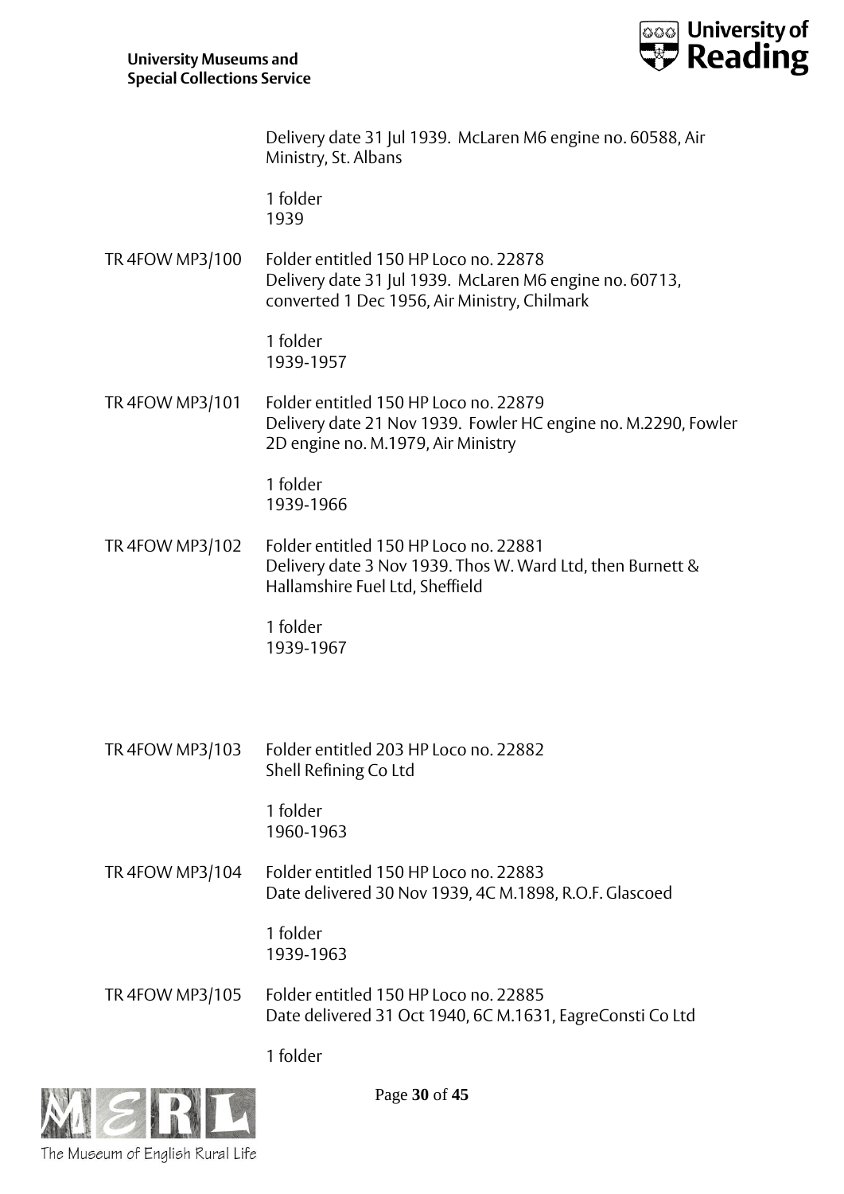Delivery date 31 Jul 1939. McLaren M6 engine no. 60588, Air Ministry, St. Albans

1 folder
1939

TR 4FOW MP3/100 Folder entitled 150 HP Loco no. 22878
Delivery date 31 Jul 1939. McLaren M6 engine no. 60713, converted 1 Dec 1956, Air Ministry, Chilmark

1 folder
1939-1957

TR 4FOW MP3/101 Folder entitled 150 HP Loco no. 22879
Delivery date 21 Nov 1939. Fowler HC engine no. M.2290, Fowler 2D engine no. M.1979, Air Ministry

1 folder
1939-1966

TR 4FOW MP3/102 Folder entitled 150 HP Loco no. 22881
Delivery date 3 Nov 1939. Thos W. Ward Ltd, then Burnett & Hallamshire Fuel Ltd, Sheffield

1 folder
1939-1967

TR 4FOW MP3/103 Folder entitled 203 HP Loco no. 22882
Shell Refining Co Ltd

1 folder
1960-1963

TR 4FOW MP3/104 Folder entitled 150 HP Loco no. 22883
Date delivered 30 Nov 1939, 4C M.1898, R.O.F. Glascoed

1 folder
1939-1963

TR 4FOW MP3/105 Folder entitled 150 HP Loco no. 22885
Date delivered 31 Oct 1940, 6C M.1631, EagreConsti Co Ltd

1 folder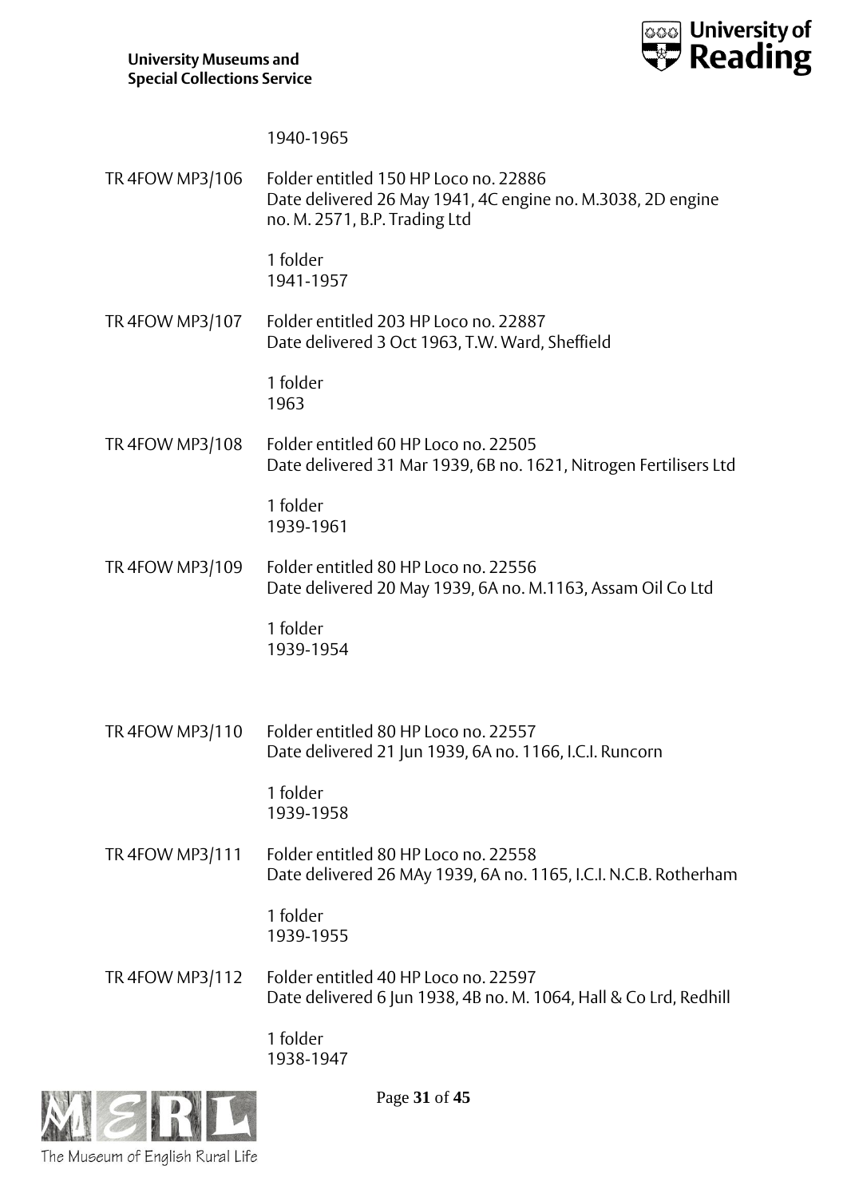1940-1965

TR 4FOW MP3/106 Folder entitled 150 HP Loco no. 22886
Date delivered 26 May 1941, 4C engine no. M.3038, 2D engine no. M. 2571, B.P. Trading Ltd

1 folder
1941-1957

TR 4FOW MP3/107 Folder entitled 203 HP Loco no. 22887
Date delivered 3 Oct 1963, T.W. Ward, Sheffield

1 folder
1963

TR 4FOW MP3/108 Folder entitled 60 HP Loco no. 22505
Date delivered 31 Mar 1939, 6B no. 1621, Nitrogen Fertilisers Ltd

1 folder
1939-1961

TR 4FOW MP3/109 Folder entitled 80 HP Loco no. 22556
Date delivered 20 May 1939, 6A no. M.1163, Assam Oil Co Ltd

1 folder
1939-1954

TR 4FOW MP3/110 Folder entitled 80 HP Loco no. 22557
Date delivered 21 Jun 1939, 6A no. 1166, I.C.I. Runcorn

1 folder
1939-1958

TR 4FOW MP3/111 Folder entitled 80 HP Loco no. 22558
Date delivered 26 MAy 1939, 6A no. 1165, I.C.I. N.C.B. Rotherham

1 folder
1939-1955

TR 4FOW MP3/112 Folder entitled 40 HP Loco no. 22597
Date delivered 6 Jun 1938, 4B no. M. 1064, Hall & Co Lrd, Redhill

1 folder
1938-1947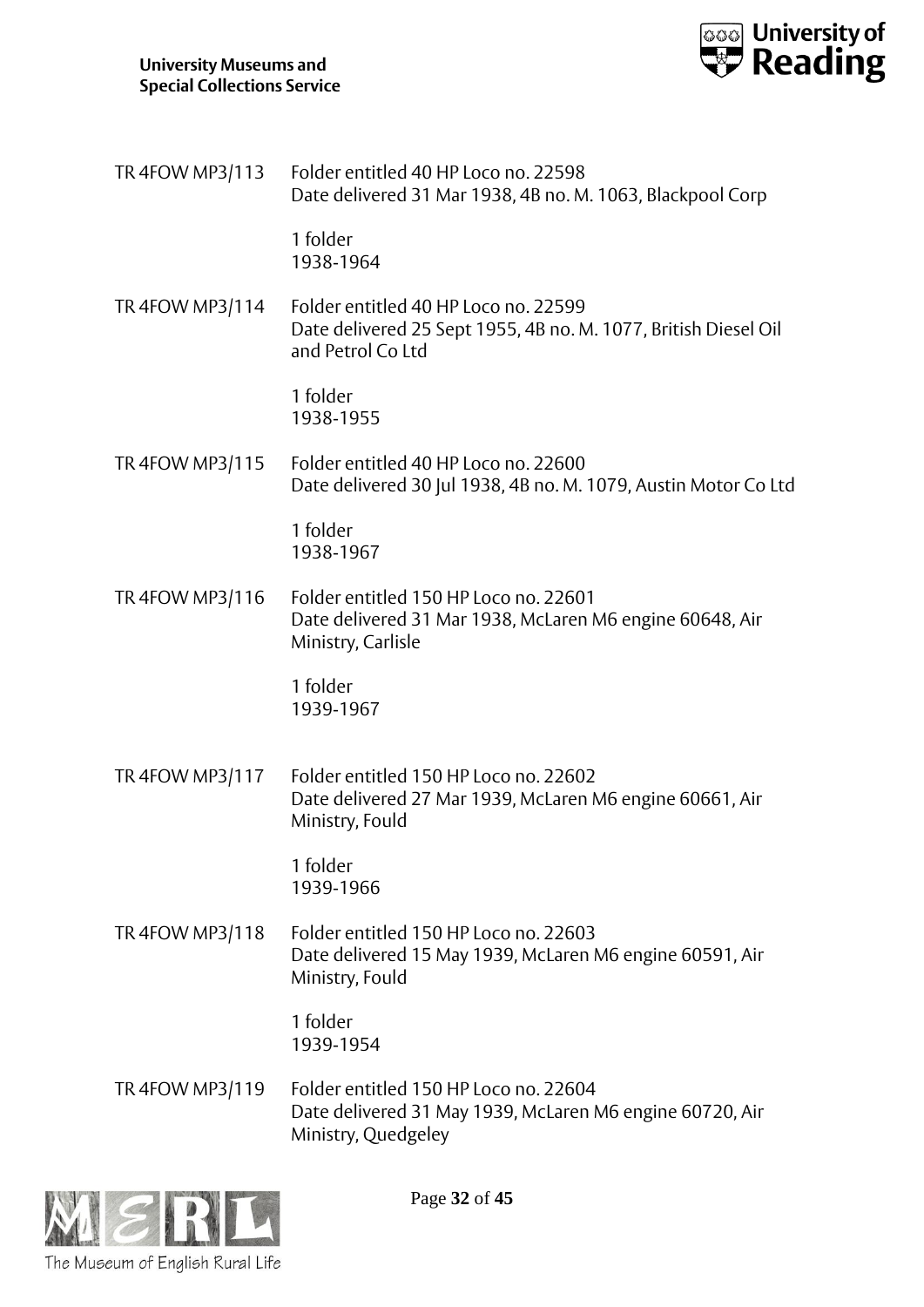TR 4FOW MP3/113 Folder entitled 40 HP Loco no. 22598
Date delivered 31 Mar 1938, 4B no. M. 1063, Blackpool Corp

1 folder
1938-1964

TR 4FOW MP3/114 Folder entitled 40 HP Loco no. 22599
Date delivered 25 Sept 1955, 4B no. M. 1077, British Diesel Oil and Petrol Co Ltd

1 folder
1938-1955

TR 4FOW MP3/115 Folder entitled 40 HP Loco no. 22600
Date delivered 30 Jul 1938, 4B no. M. 1079, Austin Motor Co Ltd

1 folder
1938-1967

TR 4FOW MP3/116 Folder entitled 150 HP Loco no. 22601
Date delivered 31 Mar 1938, McLaren M6 engine 60648, Air Ministry, Carlisle

1 folder
1939-1967

TR 4FOW MP3/117 Folder entitled 150 HP Loco no. 22602
Date delivered 27 Mar 1939, McLaren M6 engine 60661, Air Ministry, Fould

1 folder
1939-1966

TR 4FOW MP3/118 Folder entitled 150 HP Loco no. 22603
Date delivered 15 May 1939, McLaren M6 engine 60591, Air Ministry, Fould

1 folder
1939-1954

TR 4FOW MP3/119 Folder entitled 150 HP Loco no. 22604
Date delivered 31 May 1939, McLaren M6 engine 60720, Air Ministry, Quedgeley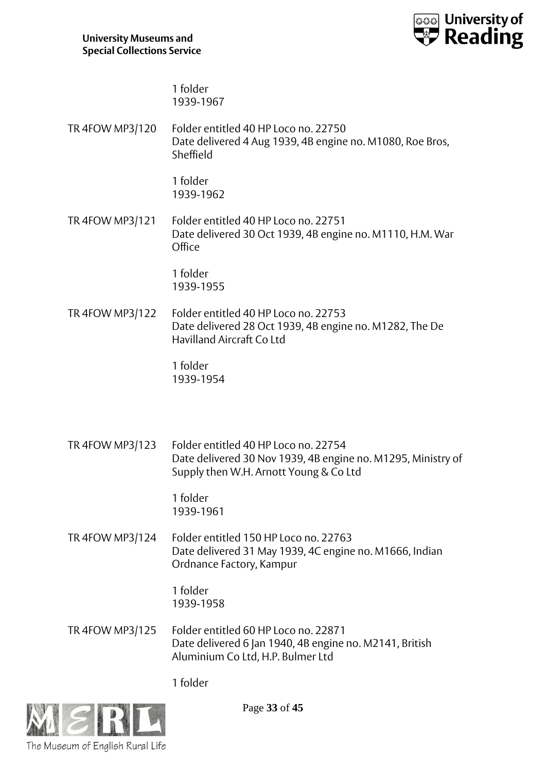1 folder
1939-1967

TR 4FOW MP3/120 Folder entitled 40 HP Loco no. 22750
Date delivered 4 Aug 1939, 4B engine no. M1080, Roe Bros, Sheffield

1 folder
1939-1962

TR 4FOW MP3/121 Folder entitled 40 HP Loco no. 22751
Date delivered 30 Oct 1939, 4B engine no. M1110, H.M. War Office

1 folder
1939-1955

TR 4FOW MP3/122 Folder entitled 40 HP Loco no. 22753
Date delivered 28 Oct 1939, 4B engine no. M1282, The De Havilland Aircraft Co Ltd

1 folder
1939-1954

TR 4FOW MP3/123 Folder entitled 40 HP Loco no. 22754
Date delivered 30 Nov 1939, 4B engine no. M1295, Ministry of Supply then W.H. Arnott Young & Co Ltd

1 folder
1939-1961

TR 4FOW MP3/124 Folder entitled 150 HP Loco no. 22763
Date delivered 31 May 1939, 4C engine no. M1666, Indian Ordnance Factory, Kampur

1 folder
1939-1958

TR 4FOW MP3/125 Folder entitled 60 HP Loco no. 22871
Date delivered 6 Jan 1940, 4B engine no. M2141, British Aluminium Co Ltd, H.P. Bulmer Ltd

1 folder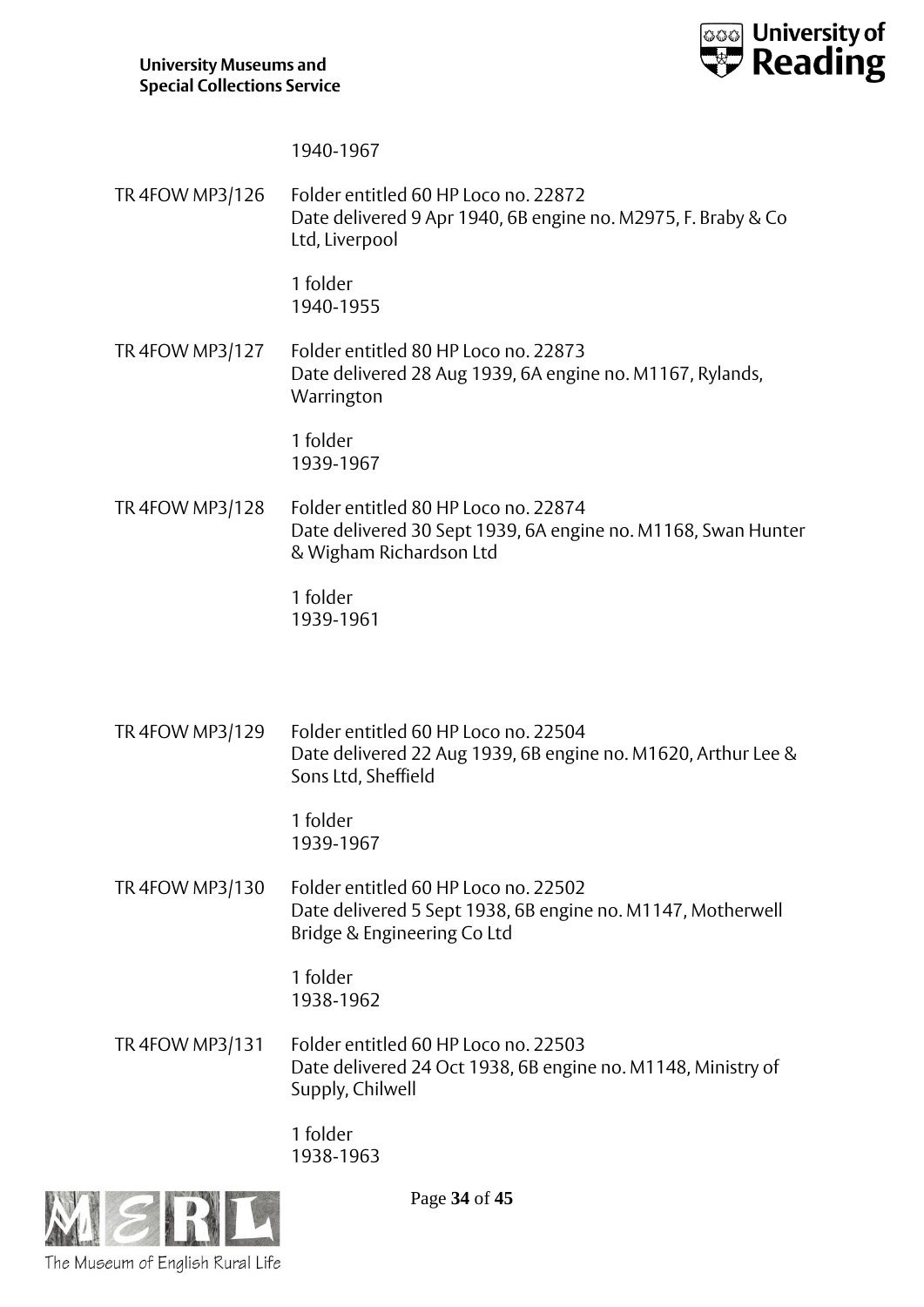1940-1967

TR 4FOW MP3/126 Folder entitled 60 HP Loco no. 22872
Date delivered 9 Apr 1940, 6B engine no. M2975, F. Braby & Co Ltd, Liverpool

1 folder
1940-1955

TR 4FOW MP3/127 Folder entitled 80 HP Loco no. 22873
Date delivered 28 Aug 1939, 6A engine no. M1167, Rylands, Warrington

1 folder
1939-1967

TR 4FOW MP3/128 Folder entitled 80 HP Loco no. 22874
Date delivered 30 Sept 1939, 6A engine no. M1168, Swan Hunter & Wigham Richardson Ltd

1 folder
1939-1961

TR 4FOW MP3/129 Folder entitled 60 HP Loco no. 22504
Date delivered 22 Aug 1939, 6B engine no. M1620, Arthur Lee & Sons Ltd, Sheffield

1 folder
1939-1967

TR 4FOW MP3/130 Folder entitled 60 HP Loco no. 22502
Date delivered 5 Sept 1938, 6B engine no. M1147, Motherwell Bridge & Engineering Co Ltd

1 folder
1938-1962

TR 4FOW MP3/131 Folder entitled 60 HP Loco no. 22503
Date delivered 24 Oct 1938, 6B engine no. M1148, Ministry of Supply, Chilwell

1 folder
1938-1963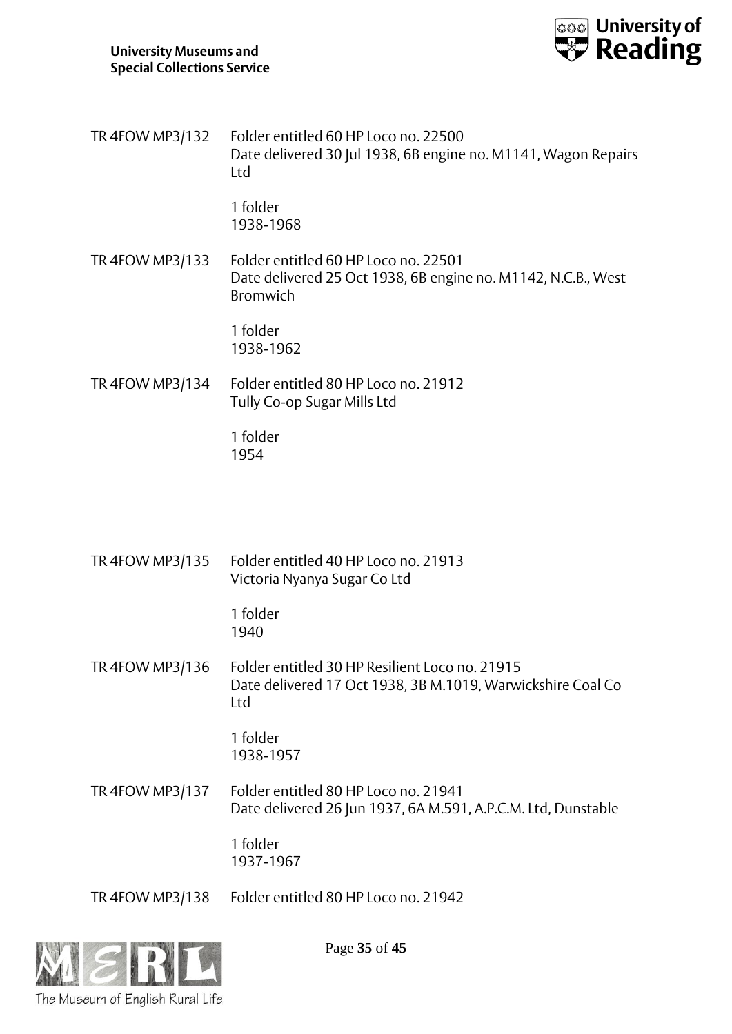TR 4FOW MP3/132 Folder entitled 60 HP Loco no. 22500
Date delivered 30 Jul 1938, 6B engine no. M1141, Wagon Repairs Ltd

1 folder
1938-1968

TR 4FOW MP3/133 Folder entitled 60 HP Loco no. 22501
Date delivered 25 Oct 1938, 6B engine no. M1142, N.C.B., West Bromwich

1 folder
1938-1962

TR 4FOW MP3/134 Folder entitled 80 HP Loco no. 21912
Tully Co-op Sugar Mills Ltd

1 folder
1954

TR 4FOW MP3/135 Folder entitled 40 HP Loco no. 21913
Victoria Nyanya Sugar Co Ltd

1 folder
1940

TR 4FOW MP3/136 Folder entitled 30 HP Resilient Loco no. 21915
Date delivered 17 Oct 1938, 3B M.1019, Warwickshire Coal Co Ltd

1 folder
1938-1957

TR 4FOW MP3/137 Folder entitled 80 HP Loco no. 21941
Date delivered 26 Jun 1937, 6A M.591, A.P.C.M. Ltd, Dunstable

1 folder
1937-1967

TR 4FOW MP3/138 Folder entitled 80 HP Loco no. 21942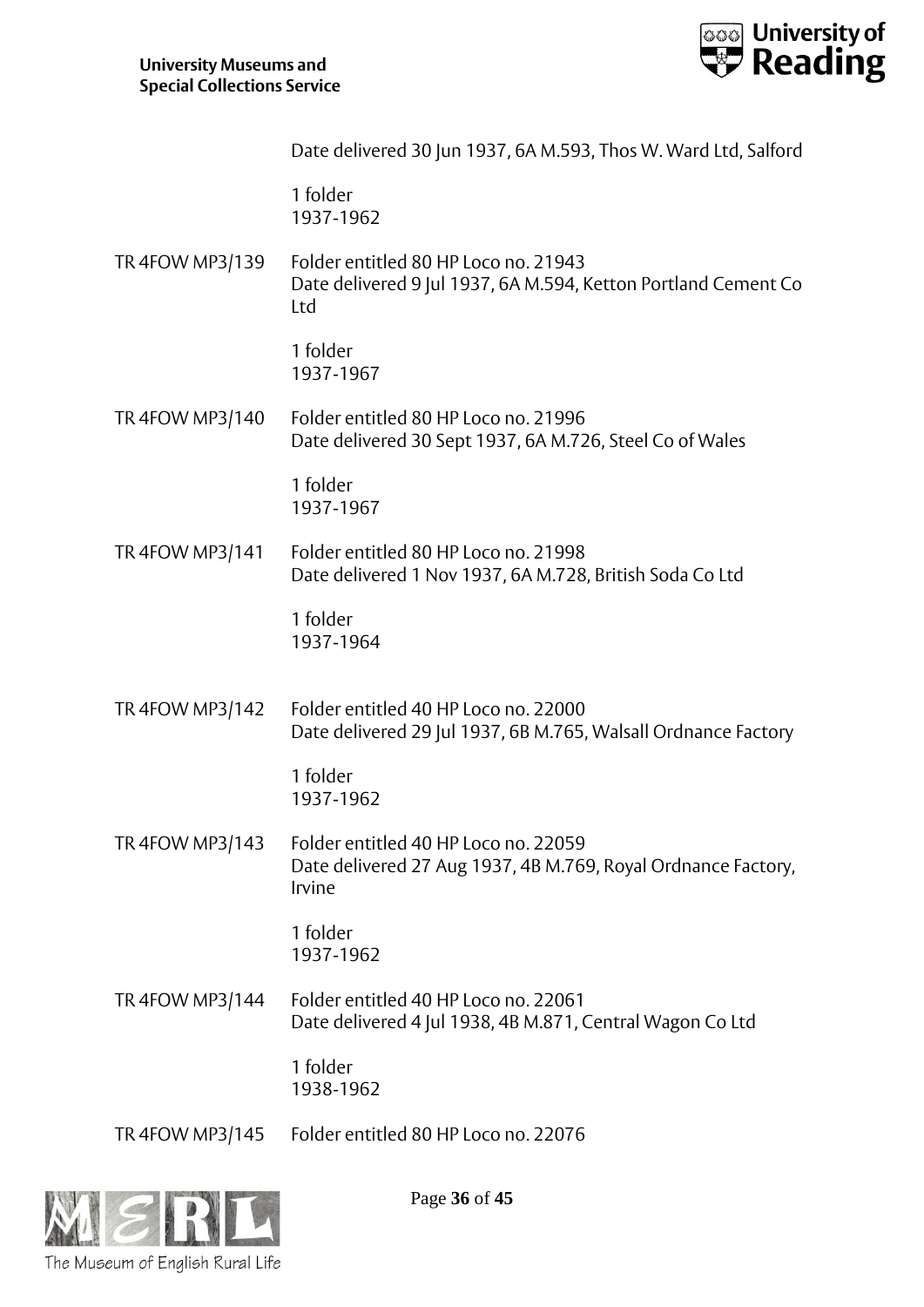Date delivered 30 Jun 1937, 6A M.593, Thos W. Ward Ltd, Salford

1 folder
1937-1962

TR 4FOW MP3/139 Folder entitled 80 HP Loco no. 21943
Date delivered 9 Jul 1937, 6A M.594, Ketton Portland Cement Co Ltd

1 folder
1937-1967

TR 4FOW MP3/140 Folder entitled 80 HP Loco no. 21996
Date delivered 30 Sept 1937, 6A M.726, Steel Co of Wales

1 folder
1937-1967

TR 4FOW MP3/141 Folder entitled 80 HP Loco no. 21998
Date delivered 1 Nov 1937, 6A M.728, British Soda Co Ltd

1 folder
1937-1964

TR 4FOW MP3/142 Folder entitled 40 HP Loco no. 22000
Date delivered 29 Jul 1937, 6B M.765, Walsall Ordnance Factory

1 folder
1937-1962

TR 4FOW MP3/143 Folder entitled 40 HP Loco no. 22059
Date delivered 27 Aug 1937, 4B M.769, Royal Ordnance Factory, Irvine

1 folder
1937-1962

TR 4FOW MP3/144 Folder entitled 40 HP Loco no. 22061
Date delivered 4 Jul 1938, 4B M.871, Central Wagon Co Ltd

1 folder
1938-1962

TR 4FOW MP3/145 Folder entitled 80 HP Loco no. 22076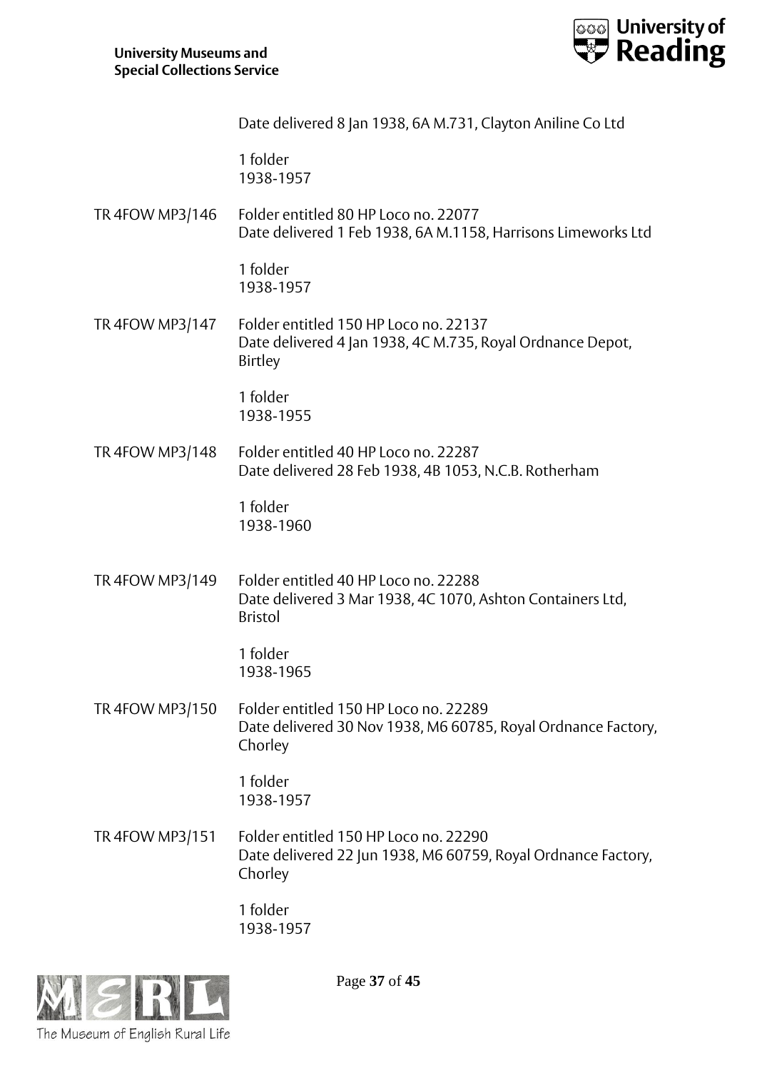Date delivered 8 Jan 1938, 6A M.731, Clayton Aniline Co Ltd

1 folder
1938-1957

TR 4FOW MP3/146 Folder entitled 80 HP Loco no. 22077
Date delivered 1 Feb 1938, 6A M.1158, Harrisons Limeworks Ltd

1 folder
1938-1957

TR 4FOW MP3/147 Folder entitled 150 HP Loco no. 22137
Date delivered 4 Jan 1938, 4C M.735, Royal Ordnance Depot, Birtley

1 folder
1938-1955

TR 4FOW MP3/148 Folder entitled 40 HP Loco no. 22287
Date delivered 28 Feb 1938, 4B 1053, N.C.B. Rotherham

1 folder
1938-1960

TR 4FOW MP3/149 Folder entitled 40 HP Loco no. 22288
Date delivered 3 Mar 1938, 4C 1070, Ashton Containers Ltd, Bristol

1 folder
1938-1965

TR 4FOW MP3/150 Folder entitled 150 HP Loco no. 22289
Date delivered 30 Nov 1938, M6 60785, Royal Ordnance Factory, Chorley

1 folder
1938-1957

TR 4FOW MP3/151 Folder entitled 150 HP Loco no. 22290
Date delivered 22 Jun 1938, M6 60759, Royal Ordnance Factory, Chorley

1 folder
1938-1957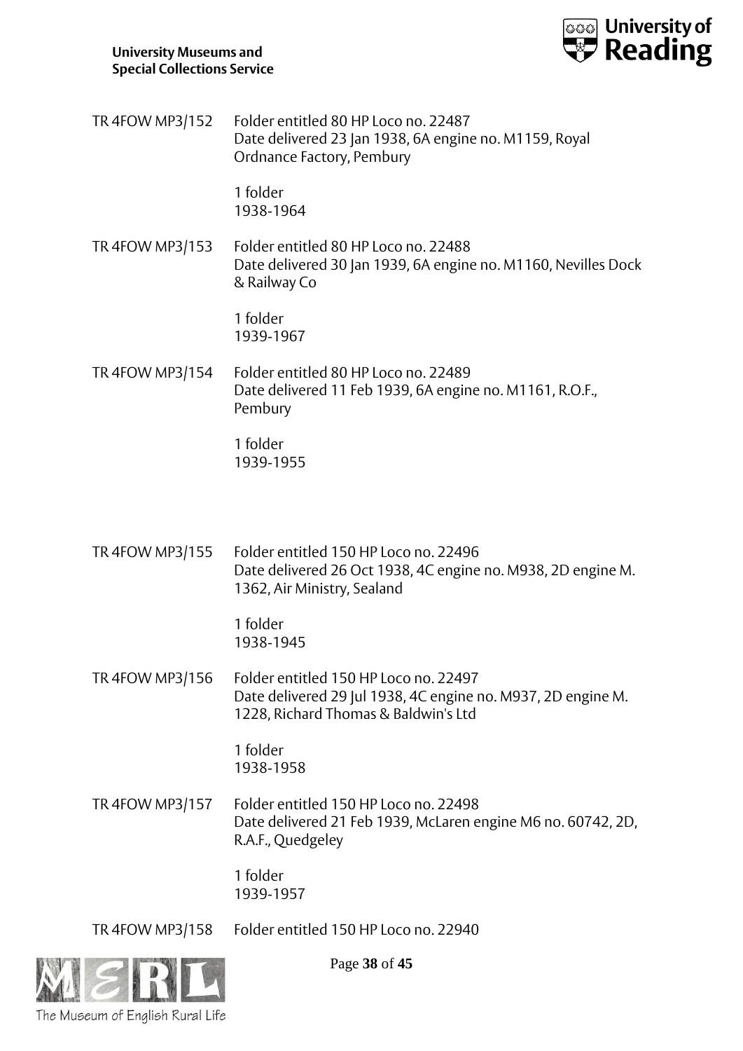TR 4FOW MP3/152 Folder entitled 80 HP Loco no. 22487
Date delivered 23 Jan 1938, 6A engine no. M1159, Royal Ordnance Factory, Pembury

1 folder
1938-1964

TR 4FOW MP3/153 Folder entitled 80 HP Loco no. 22488
Date delivered 30 Jan 1939, 6A engine no. M1160, Nevilles Dock & Railway Co

1 folder
1939-1967

TR 4FOW MP3/154 Folder entitled 80 HP Loco no. 22489
Date delivered 11 Feb 1939, 6A engine no. M1161, R.O.F., Pembury

1 folder
1939-1955

TR 4FOW MP3/155 Folder entitled 150 HP Loco no. 22496
Date delivered 26 Oct 1938, 4C engine no. M938, 2D engine M. 1362, Air Ministry, Sealand

1 folder
1938-1945

TR 4FOW MP3/156 Folder entitled 150 HP Loco no. 22497
Date delivered 29 Jul 1938, 4C engine no. M937, 2D engine M. 1228, Richard Thomas & Baldwin's Ltd

1 folder
1938-1958

TR 4FOW MP3/157 Folder entitled 150 HP Loco no. 22498
Date delivered 21 Feb 1939, McLaren engine M6 no. 60742, 2D, R.A.F., Quedgeley

1 folder
1939-1957

TR 4FOW MP3/158 Folder entitled 150 HP Loco no. 22940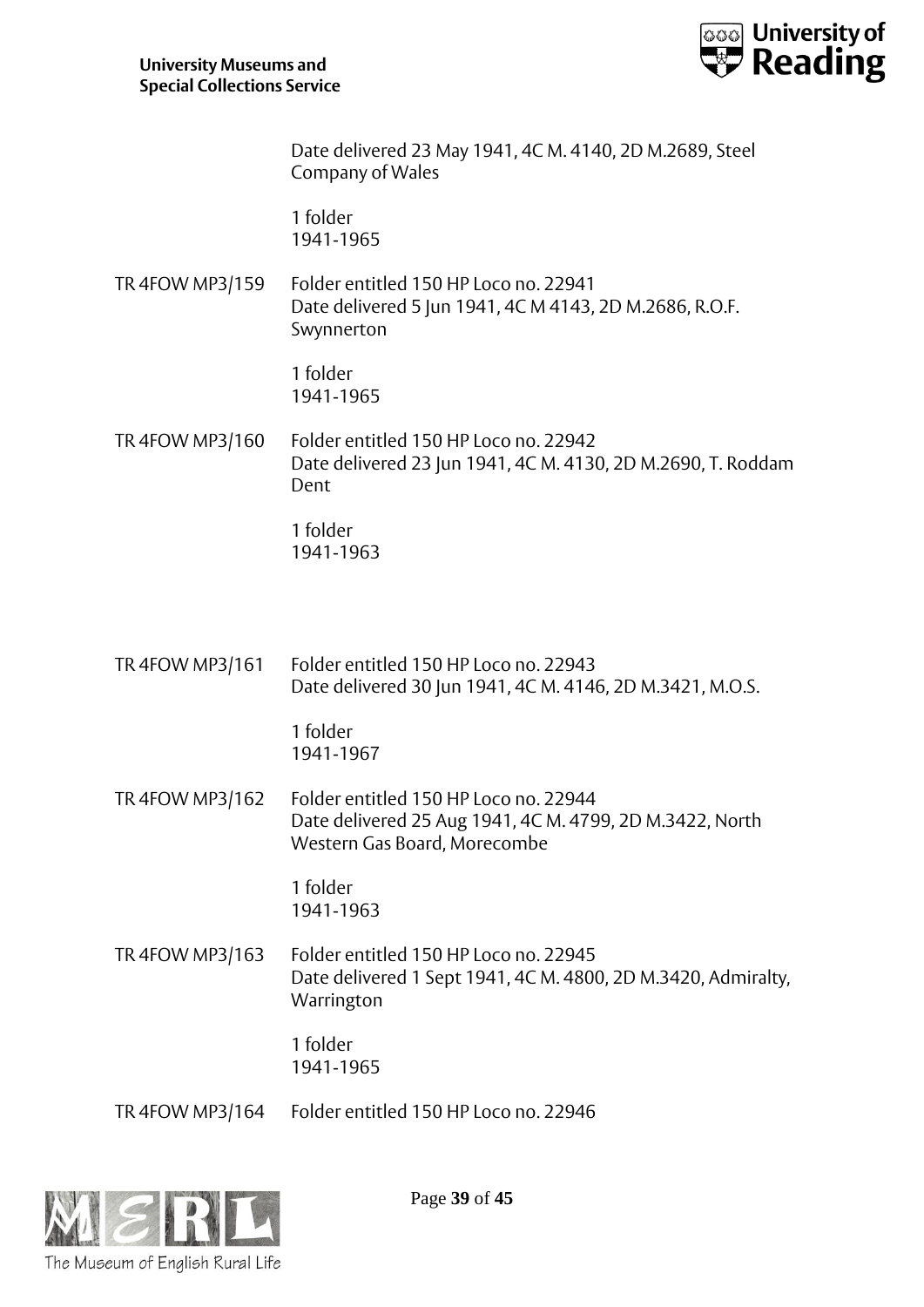Date delivered 23 May 1941, 4C M. 4140, 2D M.2689, Steel Company of Wales

1 folder
1941-1965

TR 4FOW MP3/159 Folder entitled 150 HP Loco no. 22941
Date delivered 5 Jun 1941, 4C M 4143, 2D M.2686, R.O.F. Swynnerton

1 folder
1941-1965

TR 4FOW MP3/160 Folder entitled 150 HP Loco no. 22942
Date delivered 23 Jun 1941, 4C M. 4130, 2D M.2690, T. Roddam Dent

1 folder
1941-1963

TR 4FOW MP3/161 Folder entitled 150 HP Loco no. 22943
Date delivered 30 Jun 1941, 4C M. 4146, 2D M.3421, M.O.S.

1 folder
1941-1967

TR 4FOW MP3/162 Folder entitled 150 HP Loco no. 22944
Date delivered 25 Aug 1941, 4C M. 4799, 2D M.3422, North Western Gas Board, Morecombe

1 folder
1941-1963

TR 4FOW MP3/163 Folder entitled 150 HP Loco no. 22945
Date delivered 1 Sept 1941, 4C M. 4800, 2D M.3420, Admiralty, Warrington

1 folder
1941-1965

TR 4FOW MP3/164 Folder entitled 150 HP Loco no. 22946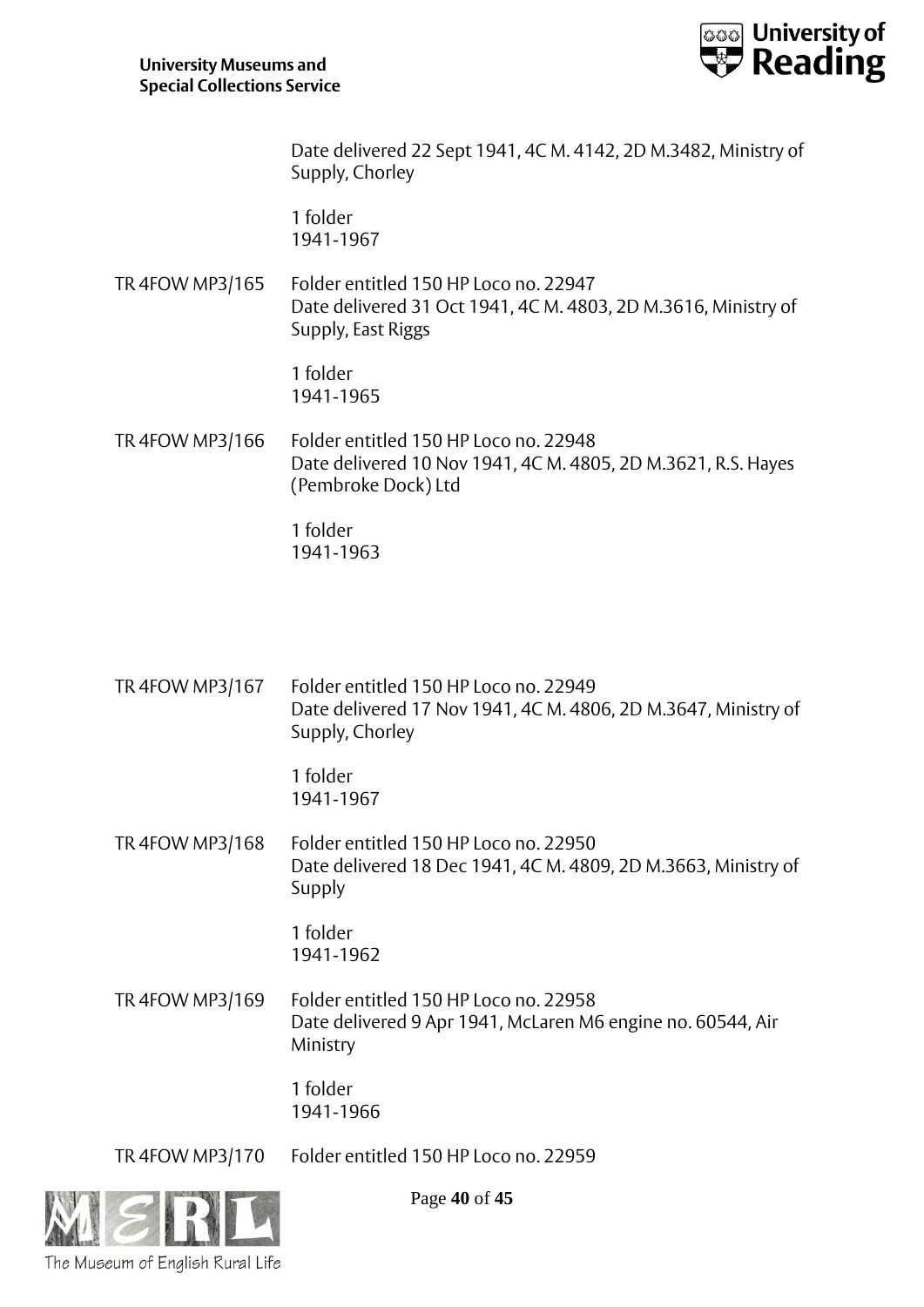Date delivered 22 Sept 1941, 4C M. 4142, 2D M.3482, Ministry of Supply, Chorley

1 folder
1941-1967

TR 4FOW MP3/165 Folder entitled 150 HP Loco no. 22947
Date delivered 31 Oct 1941, 4C M. 4803, 2D M.3616, Ministry of Supply, East Riggs

1 folder
1941-1965

TR 4FOW MP3/166 Folder entitled 150 HP Loco no. 22948
Date delivered 10 Nov 1941, 4C M. 4805, 2D M.3621, R.S. Hayes (Pembroke Dock) Ltd

1 folder
1941-1963

TR 4FOW MP3/167 Folder entitled 150 HP Loco no. 22949
Date delivered 17 Nov 1941, 4C M. 4806, 2D M.3647, Ministry of Supply, Chorley

1 folder
1941-1967

TR 4FOW MP3/168 Folder entitled 150 HP Loco no. 22950
Date delivered 18 Dec 1941, 4C M. 4809, 2D M.3663, Ministry of Supply

1 folder
1941-1962

TR 4FOW MP3/169 Folder entitled 150 HP Loco no. 22958
Date delivered 9 Apr 1941, McLaren M6 engine no. 60544, Air Ministry

1 folder
1941-1966

TR 4FOW MP3/170 Folder entitled 150 HP Loco no. 22959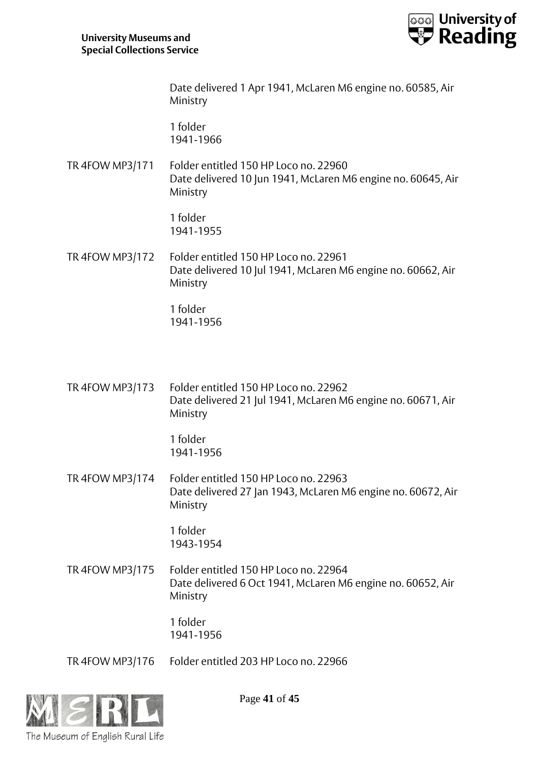Date delivered 1 Apr 1941, McLaren M6 engine no. 60585, Air Ministry

1 folder
1941-1966

TR 4FOW MP3/171 Folder entitled 150 HP Loco no. 22960
Date delivered 10 Jun 1941, McLaren M6 engine no. 60645, Air Ministry

1 folder
1941-1955

TR 4FOW MP3/172 Folder entitled 150 HP Loco no. 22961
Date delivered 10 Jul 1941, McLaren M6 engine no. 60662, Air Ministry

1 folder
1941-1956

TR 4FOW MP3/173 Folder entitled 150 HP Loco no. 22962
Date delivered 21 Jul 1941, McLaren M6 engine no. 60671, Air Ministry

1 folder
1941-1956

TR 4FOW MP3/174 Folder entitled 150 HP Loco no. 22963
Date delivered 27 Jan 1943, McLaren M6 engine no. 60672, Air Ministry

1 folder
1943-1954

TR 4FOW MP3/175 Folder entitled 150 HP Loco no. 22964
Date delivered 6 Oct 1941, McLaren M6 engine no. 60652, Air Ministry

1 folder
1941-1956

TR 4FOW MP3/176 Folder entitled 203 HP Loco no. 22966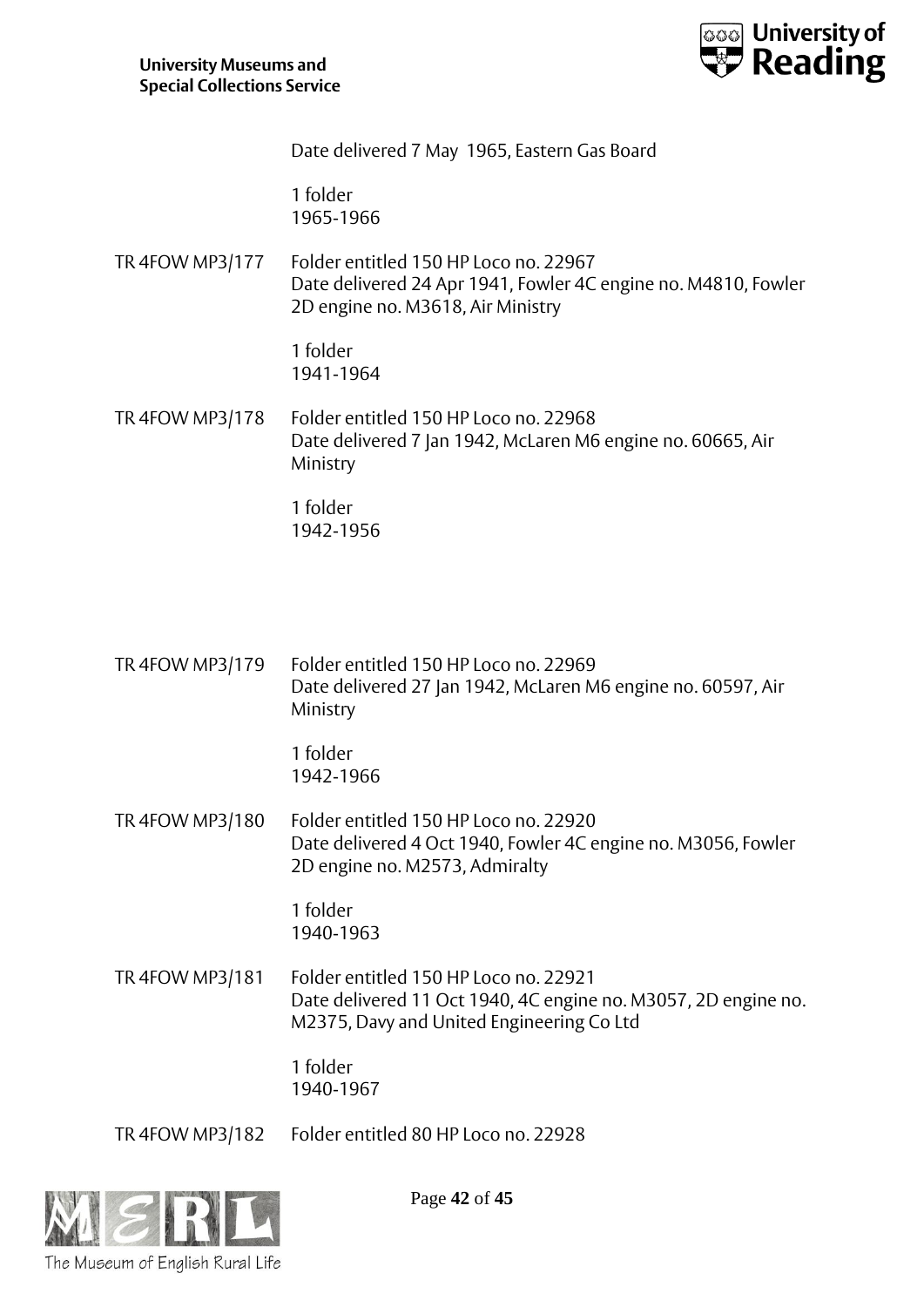Date delivered 7 May 1965, Eastern Gas Board

1 folder
1965-1966

TR 4FOW MP3/177 Folder entitled 150 HP Loco no. 22967
Date delivered 24 Apr 1941, Fowler 4C engine no. M4810, Fowler 2D engine no. M3618, Air Ministry

1 folder
1941-1964

TR 4FOW MP3/178 Folder entitled 150 HP Loco no. 22968
Date delivered 7 Jan 1942, McLaren M6 engine no. 60665, Air Ministry

1 folder
1942-1956

TR 4FOW MP3/179 Folder entitled 150 HP Loco no. 22969
Date delivered 27 Jan 1942, McLaren M6 engine no. 60597, Air Ministry

1 folder
1942-1966

TR 4FOW MP3/180 Folder entitled 150 HP Loco no. 22920
Date delivered 4 Oct 1940, Fowler 4C engine no. M3056, Fowler 2D engine no. M2573, Admiralty

1 folder
1940-1963

TR 4FOW MP3/181 Folder entitled 150 HP Loco no. 22921
Date delivered 11 Oct 1940, 4C engine no. M3057, 2D engine no. M2375, Davy and United Engineering Co Ltd

1 folder
1940-1967

TR 4FOW MP3/182 Folder entitled 80 HP Loco no. 22928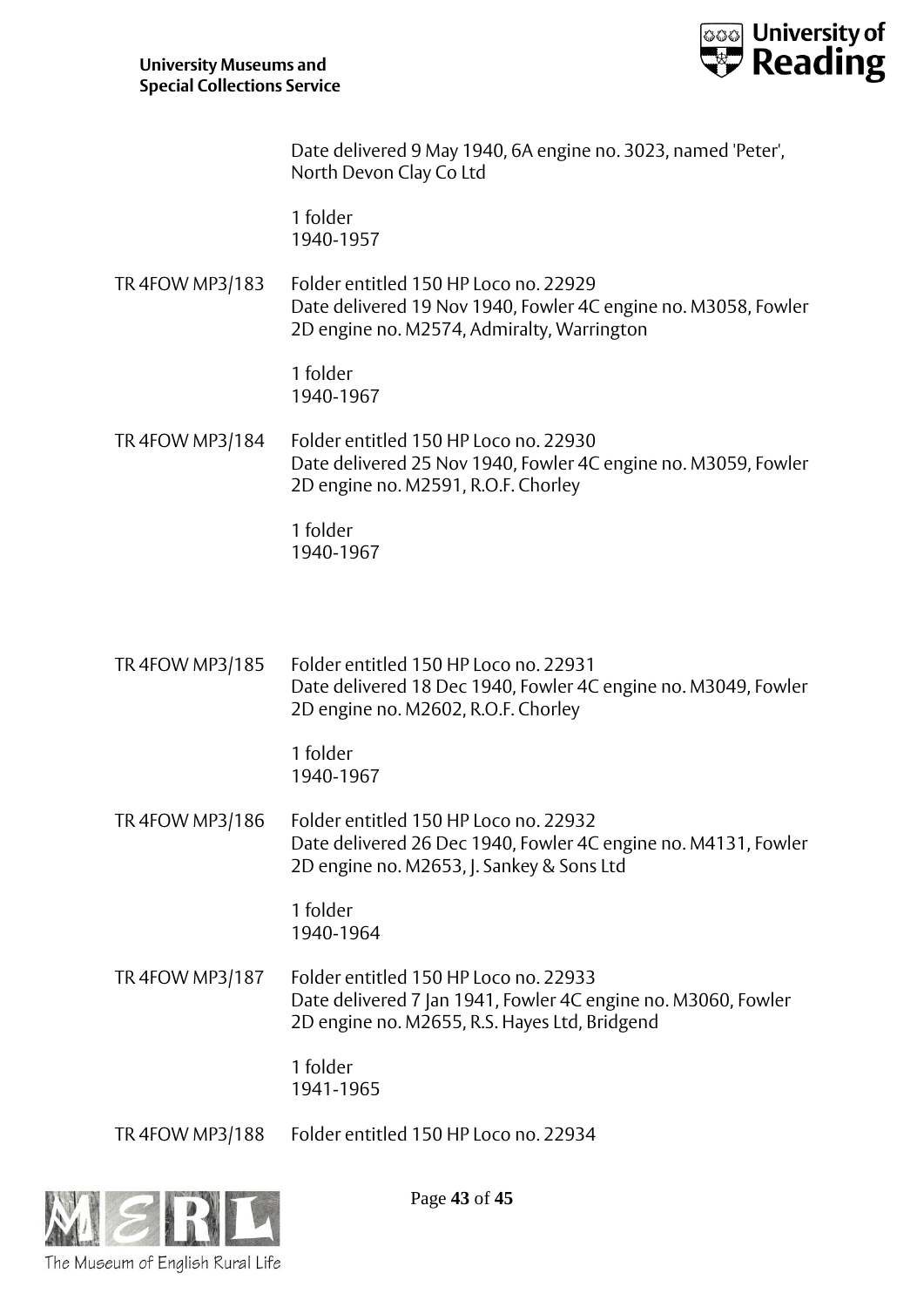Date delivered 9 May 1940, 6A engine no. 3023, named 'Peter', North Devon Clay Co Ltd

1 folder
1940-1957

TR 4FOW MP3/183 Folder entitled 150 HP Loco no. 22929
Date delivered 19 Nov 1940, Fowler 4C engine no. M3058, Fowler 2D engine no. M2574, Admiralty, Warrington

1 folder
1940-1967

TR 4FOW MP3/184 Folder entitled 150 HP Loco no. 22930
Date delivered 25 Nov 1940, Fowler 4C engine no. M3059, Fowler 2D engine no. M2591, R.O.F. Chorley

1 folder
1940-1967

TR 4FOW MP3/185 Folder entitled 150 HP Loco no. 22931
Date delivered 18 Dec 1940, Fowler 4C engine no. M3049, Fowler 2D engine no. M2602, R.O.F. Chorley

1 folder
1940-1967

TR 4FOW MP3/186 Folder entitled 150 HP Loco no. 22932
Date delivered 26 Dec 1940, Fowler 4C engine no. M4131, Fowler 2D engine no. M2653, J. Sankey & Sons Ltd

1 folder
1940-1964

TR 4FOW MP3/187 Folder entitled 150 HP Loco no. 22933
Date delivered 7 Jan 1941, Fowler 4C engine no. M3060, Fowler 2D engine no. M2655, R.S. Hayes Ltd, Bridgend

1 folder
1941-1965

TR 4FOW MP3/188 Folder entitled 150 HP Loco no. 22934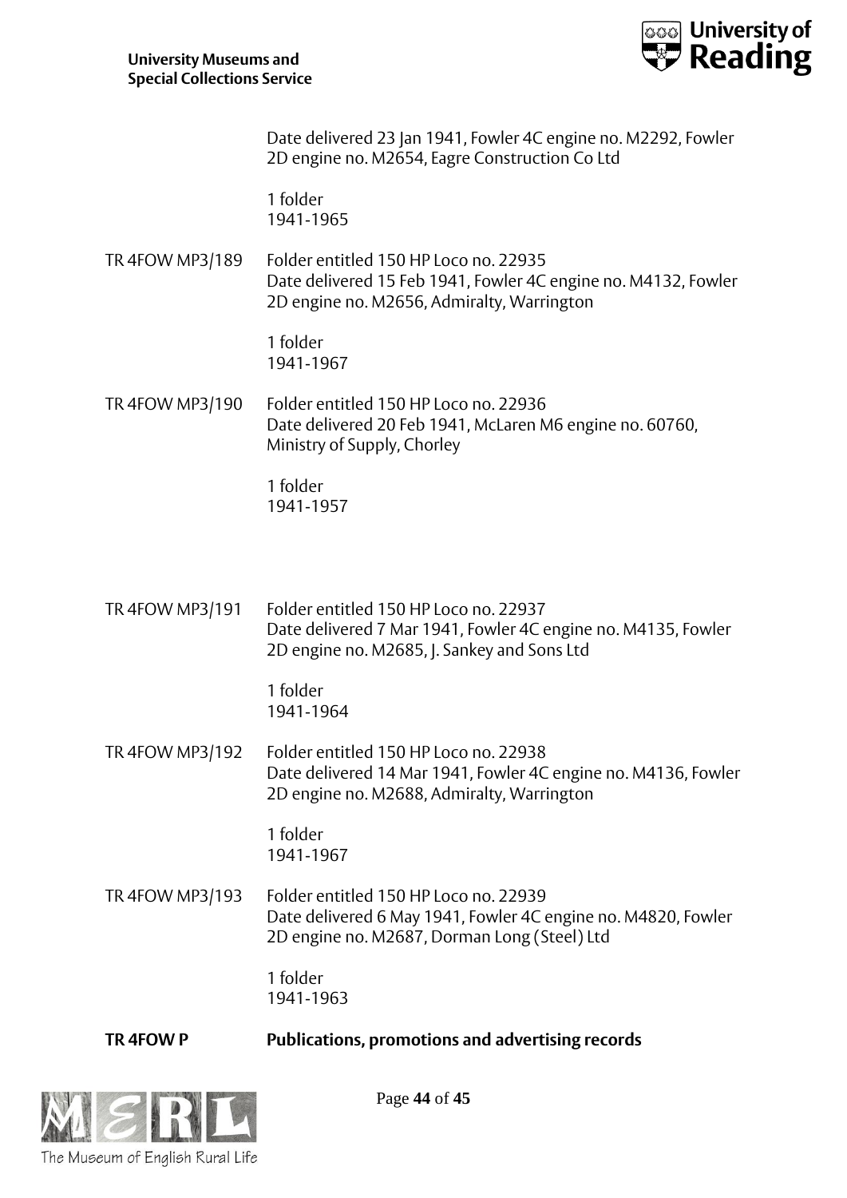Date delivered 23 Jan 1941, Fowler 4C engine no. M2292, Fowler 2D engine no. M2654, Eagre Construction Co Ltd

1 folder
1941-1965

TR 4FOW MP3/189 Folder entitled 150 HP Loco no. 22935
Date delivered 15 Feb 1941, Fowler 4C engine no. M4132, Fowler 2D engine no. M2656, Admiralty, Warrington

1 folder
1941-1967

TR 4FOW MP3/190 Folder entitled 150 HP Loco no. 22936
Date delivered 20 Feb 1941, McLaren M6 engine no. 60760, Ministry of Supply, Chorley

1 folder
1941-1957

TR 4FOW MP3/191 Folder entitled 150 HP Loco no. 22937
Date delivered 7 Mar 1941, Fowler 4C engine no. M4135, Fowler 2D engine no. M2685, J. Sankey and Sons Ltd

1 folder
1941-1964

TR 4FOW MP3/192 Folder entitled 150 HP Loco no. 22938
Date delivered 14 Mar 1941, Fowler 4C engine no. M4136, Fowler 2D engine no. M2688, Admiralty, Warrington

1 folder
1941-1967

TR 4FOW MP3/193 Folder entitled 150 HP Loco no. 22939
Date delivered 6 May 1941, Fowler 4C engine no. M4820, Fowler 2D engine no. M2687, Dorman Long (Steel) Ltd

1 folder
1941-1963

**TR 4FOW P Publications, promotions and advertising records**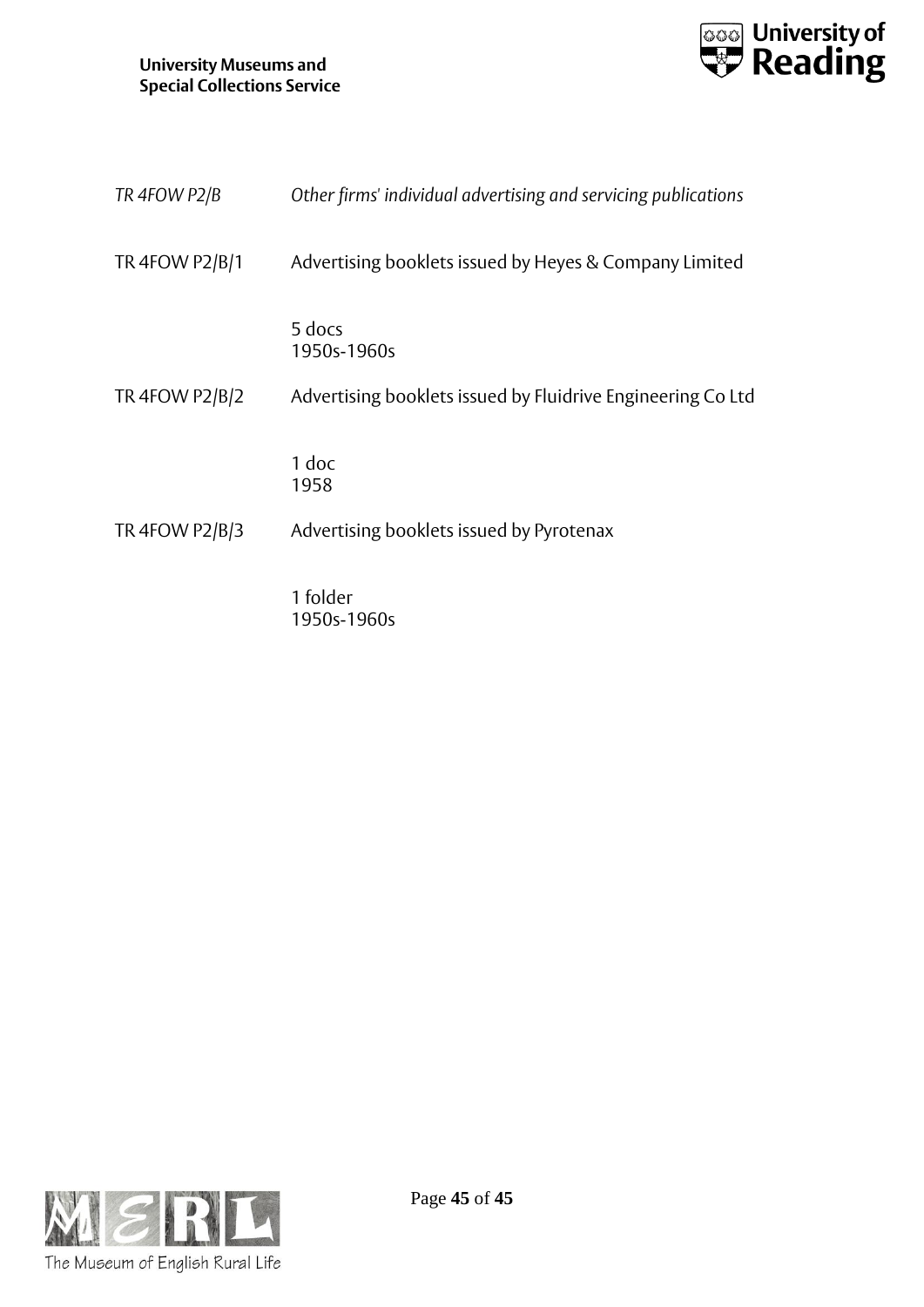*TR 4FOW P2/B* *Other firms' individual advertising and servicing publications*

TR 4FOW P2/B/1 Advertising booklets issued by Heyes & Company Limited

5 docs
1950s-1960s

TR 4FOW P2/B/2 Advertising booklets issued by Fluidrive Engineering Co Ltd

1 doc
1958

TR 4FOW P2/B/3 Advertising booklets issued by Pyrotenax

1 folder
1950s-1960s